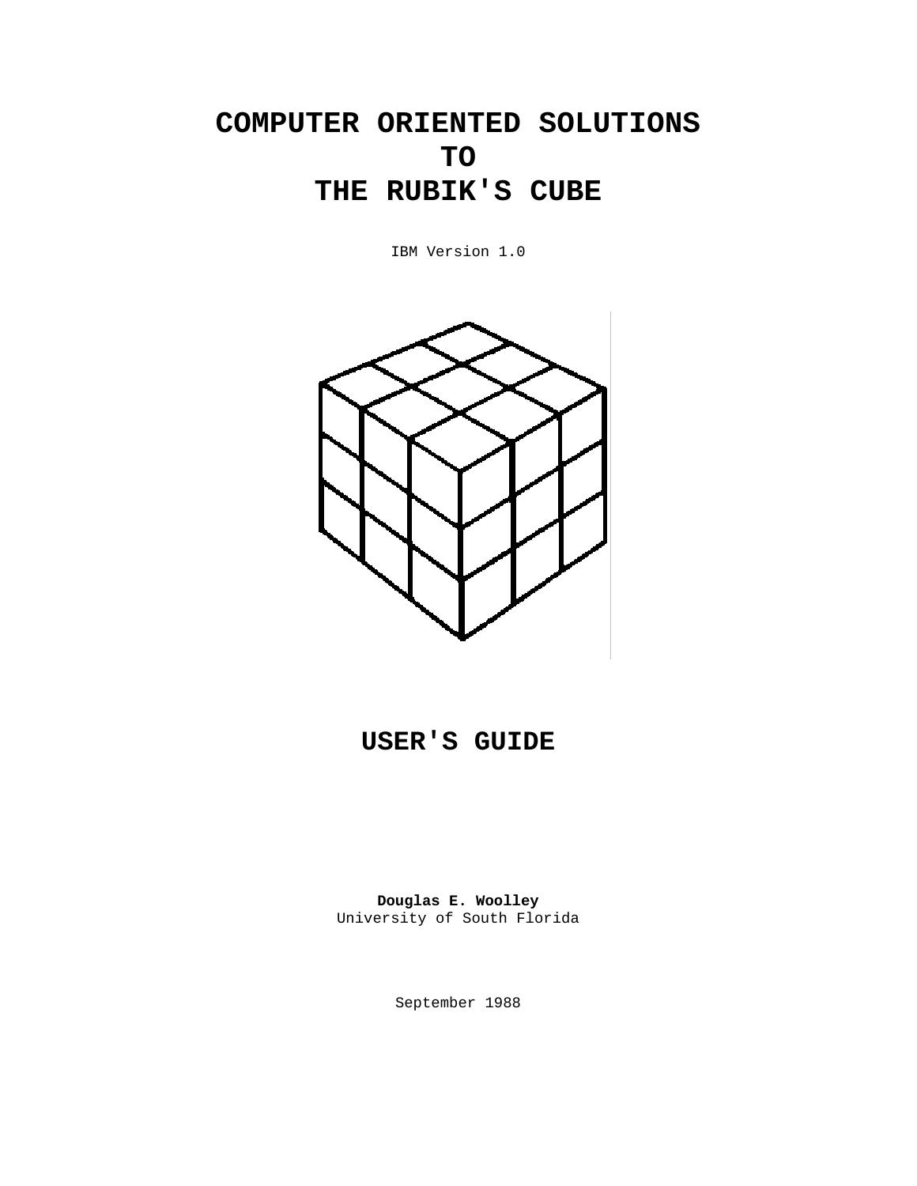# COMPUTER ORIENTED SOLUTIONS TO THE RUBIK'S CUBE

IBM Version 1.0

# USER'S GUIDE

**Douglas E. Woolley**
University of South Florida

September 1988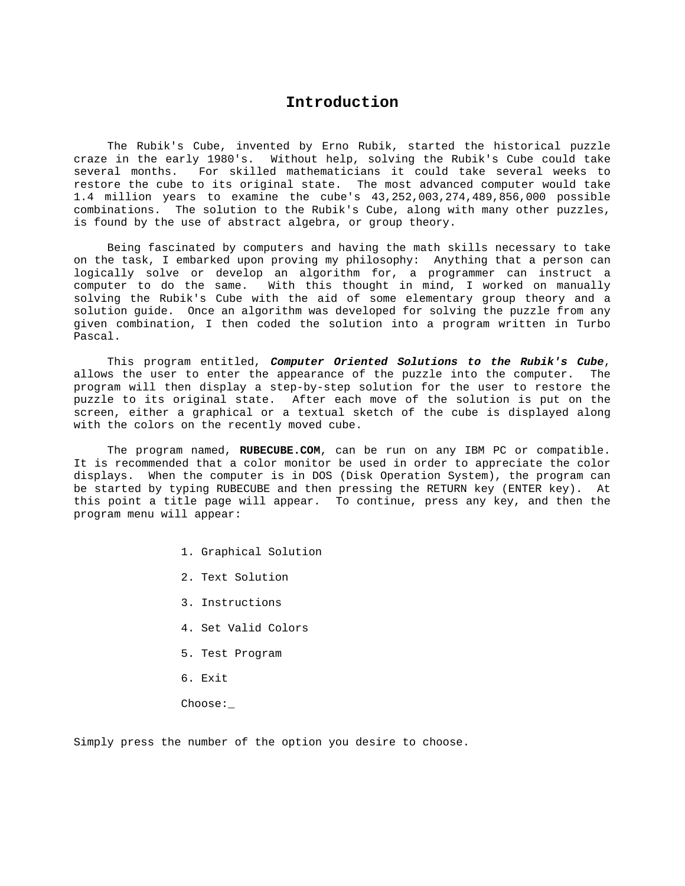# Introduction

The Rubik's Cube, invented by Erno Rubik, started the historical puzzle craze in the early 1980's. Without help, solving the Rubik's Cube could take several months. For skilled mathematicians it could take several weeks to restore the cube to its original state. The most advanced computer would take 1.4 million years to examine the cube's 43,252,003,274,489,856,000 possible combinations. The solution to the Rubik's Cube, along with many other puzzles, is found by the use of abstract algebra, or group theory.

Being fascinated by computers and having the math skills necessary to take on the task, I embarked upon proving my philosophy: Anything that a person can logically solve or develop an algorithm for, a programmer can instruct a computer to do the same. With this thought in mind, I worked on manually solving the Rubik's Cube with the aid of some elementary group theory and a solution guide. Once an algorithm was developed for solving the puzzle from any given combination, I then coded the solution into a program written in Turbo Pascal.

This program entitled, ***Computer Oriented Solutions to the Rubik's Cube***, allows the user to enter the appearance of the puzzle into the computer. The program will then display a step-by-step solution for the user to restore the puzzle to its original state. After each move of the solution is put on the screen, either a graphical or a textual sketch of the cube is displayed along with the colors on the recently moved cube.

The program named, **RUBECUBE.COM**, can be run on any IBM PC or compatible. It is recommended that a color monitor be used in order to appreciate the color displays. When the computer is in DOS (Disk Operation System), the program can be started by typing RUBECUBE and then pressing the RETURN key (ENTER key). At this point a title page will appear. To continue, press any key, and then the program menu will appear:

```
1. Graphical Solution

2. Text Solution

3. Instructions

4. Set Valid Colors

5. Test Program

6. Exit

Choose:_
```

Simply press the number of the option you desire to choose.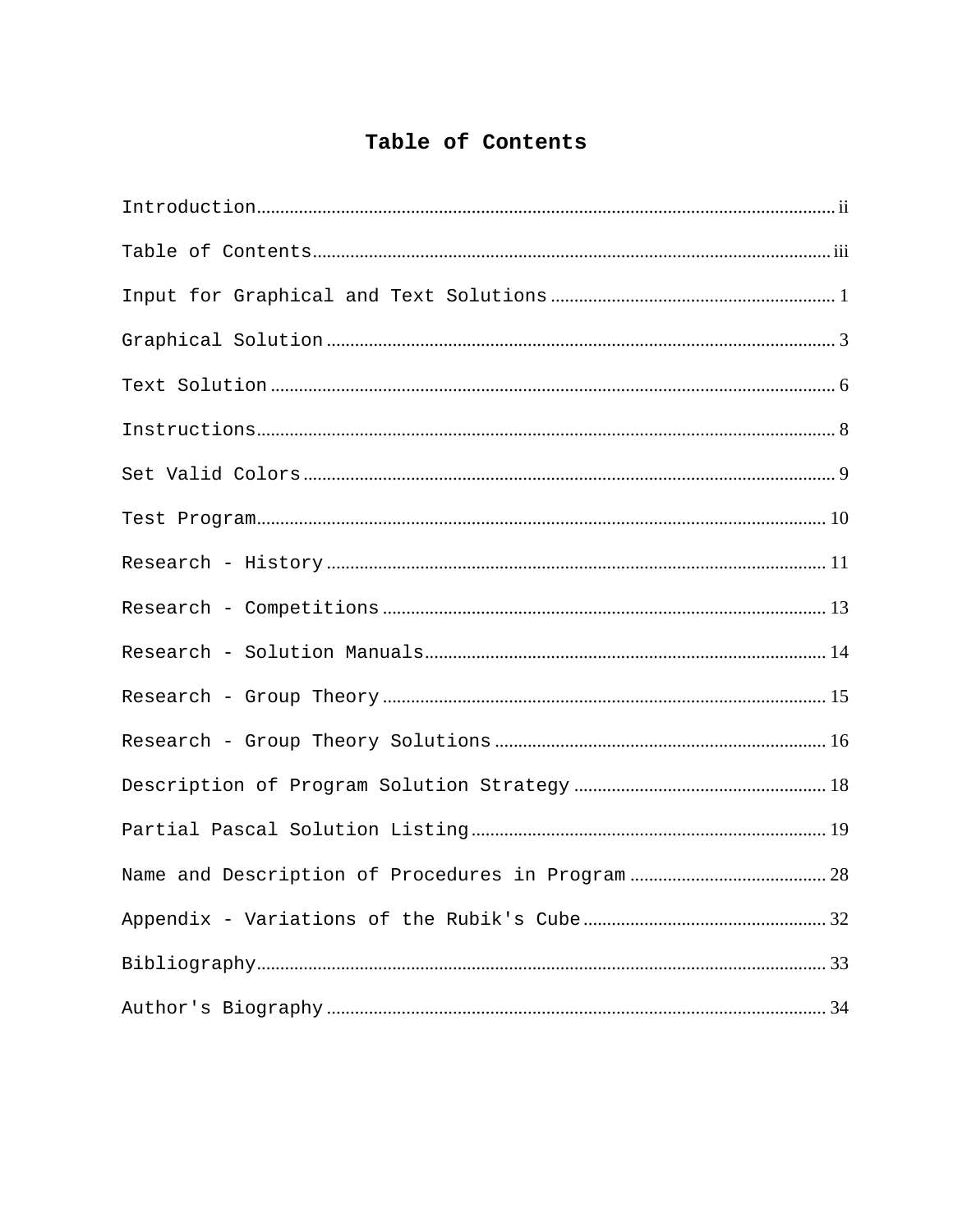# Table of Contents

Introduction.................................................................................................................... ii

Table of Contents.......................................................................................................... iii

Input for Graphical and Text Solutions ............................................................ 1

Graphical Solution ............................................................................................................ 3

Text Solution ........................................................................................................................ 6

Instructions.......................................................................................................................... 8

Set Valid Colors ................................................................................................................. 9

Test Program...................................................................................................................... 10

Research - History .......................................................................................................... 11

Research - Competitions ............................................................................................. 13

Research - Solution Manuals.................................................................................... 14

Research - Group Theory .............................................................................................. 15

Research - Group Theory Solutions ...................................................................... 16

Description of Program Solution Strategy ...................................................... 18

Partial Pascal Solution Listing........................................................................... 19

Name and Description of Procedures in Program .......................................... 28

Appendix - Variations of the Rubik's Cube ................................................... 32

Bibliography....................................................................................................................... 33

Author's Biography .......................................................................................................... 34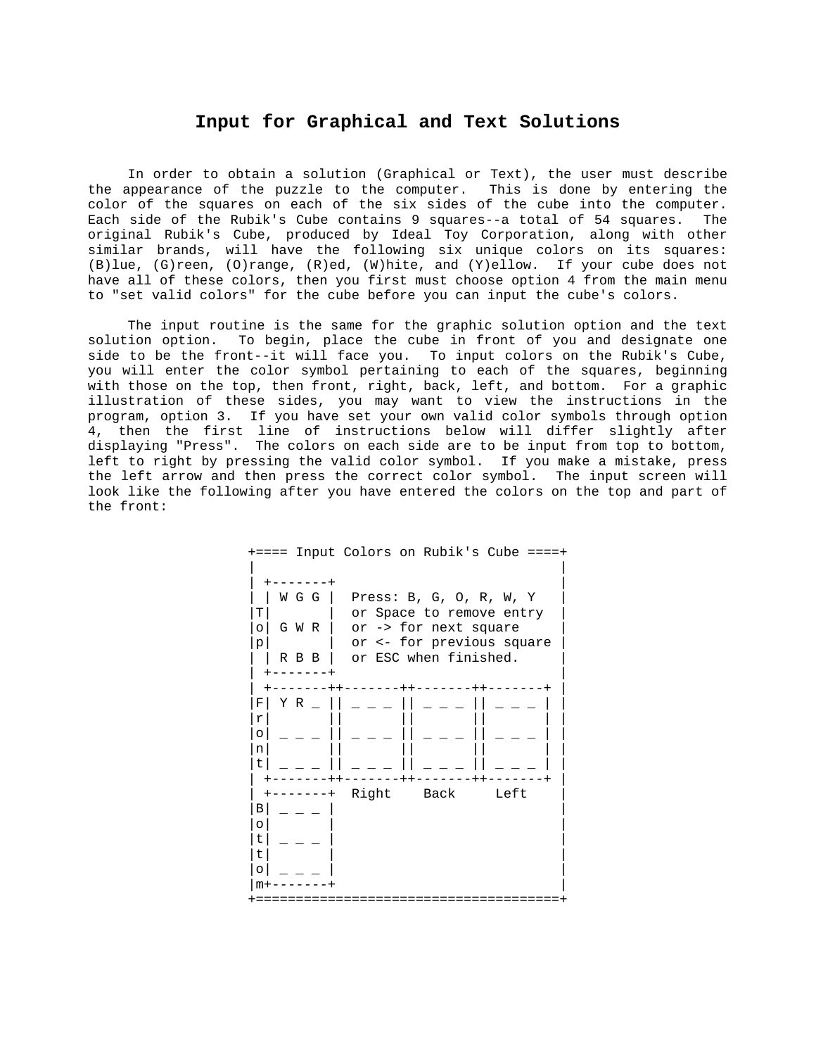# Input for Graphical and Text Solutions

In order to obtain a solution (Graphical or Text), the user must describe the appearance of the puzzle to the computer. This is done by entering the color of the squares on each of the six sides of the cube into the computer. Each side of the Rubik's Cube contains 9 squares--a total of 54 squares. The original Rubik's Cube, produced by Ideal Toy Corporation, along with other similar brands, will have the following six unique colors on its squares: (B)lue, (G)reen, (O)range, (R)ed, (W)hite, and (Y)ellow. If your cube does not have all of these colors, then you first must choose option 4 from the main menu to "set valid colors" for the cube before you can input the cube's colors.

The input routine is the same for the graphic solution option and the text solution option. To begin, place the cube in front of you and designate one side to be the front--it will face you. To input colors on the Rubik's Cube, you will enter the color symbol pertaining to each of the squares, beginning with those on the top, then front, right, back, left, and bottom. For a graphic illustration of these sides, you may want to view the instructions in the program, option 3. If you have set your own valid color symbols through option 4, then the first line of instructions below will differ slightly after displaying "Press". The colors on each side are to be input from top to bottom, left to right by pressing the valid color symbol. If you make a mistake, press the left arrow and then press the correct color symbol. The input screen will look like the following after you have entered the colors on the top and part of the front:

```
+==== Input Colors on Rubik's Cube ====+
|                                      |
| +-------+                            |
| | W G G |  Press: B, G, O, R, W, Y   |
|T|       |  or Space to remove entry  |
|o| G W R |  or -> for next square     |
|p|       |  or <- for previous square |
| | R B B |  or ESC when finished.     |
| +-------+                            |
| +-------++-------++-------++-------+ |
|F| Y R _ || _ _ _ || _ _ _ || _ _ _ | |
|r|       ||       ||       ||       | |
|o| _ _ _ || _ _ _ || _ _ _ || _ _ _ | |
|n|       ||       ||       ||       | |
|t| _ _ _ || _ _ _ || _ _ _ || _ _ _ | |
| +-------++-------++-------++-------+ |
| +-------+  Right    Back     Left    |
|B| _ _ _ |                            |
|o|       |                            |
|t| _ _ _ |                            |
|t|       |                            |
|o| _ _ _ |                            |
|m+-------+                            |
+======================================+
```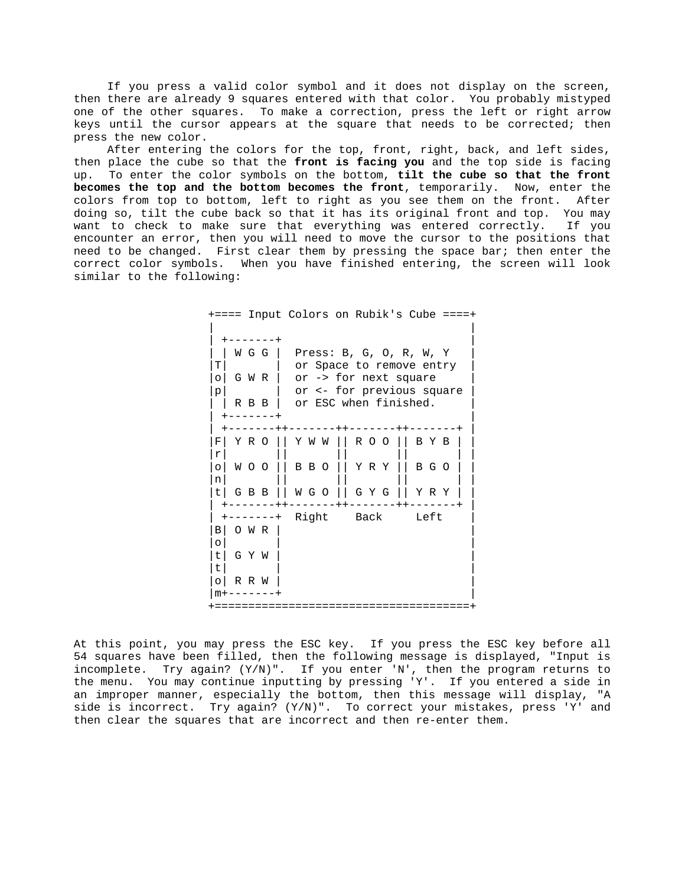If you press a valid color symbol and it does not display on the screen, then there are already 9 squares entered with that color. You probably mistyped one of the other squares. To make a correction, press the left or right arrow keys until the cursor appears at the square that needs to be corrected; then press the new color.

After entering the colors for the top, front, right, back, and left sides, then place the cube so that the **front is facing you** and the top side is facing up. To enter the color symbols on the bottom, **tilt the cube so that the front becomes the top and the bottom becomes the front**, temporarily. Now, enter the colors from top to bottom, left to right as you see them on the front. After doing so, tilt the cube back so that it has its original front and top. You may want to check to make sure that everything was entered correctly. If you encounter an error, then you will need to move the cursor to the positions that need to be changed. First clear them by pressing the space bar; then enter the correct color symbols. When you have finished entering, the screen will look similar to the following:

```
+==== Input Colors on Rubik's Cube ====+
|                                      |
| +-------+                            |
| | W G G |  Press: B, G, O, R, W, Y   |
|T|       |  or Space to remove entry  |
|o| G W R |  or -> for next square     |
|p|       |  or <- for previous square |
| | R B B |  or ESC when finished.     |
| +-------+                            |
| +-------++-------++-------++-------+ |
|F| Y R O || Y W W || R O O || B Y B | |
|r|       ||       ||       ||       | |
|o| W O O || B B O || Y R Y || B G O | |
|n|       ||       ||       ||       | |
|t| G B B || W G O || G Y G || Y R Y | |
| +-------++-------++-------++-------+ |
| +-------+  Right    Back     Left    |
|B| O W R |                            |
|o|       |                            |
|t| G Y W |                            |
|t|       |                            |
|o| R R W |                            |
|m+-------+                            |
+======================================+
```

At this point, you may press the ESC key. If you press the ESC key before all 54 squares have been filled, then the following message is displayed, "Input is incomplete. Try again? (Y/N)". If you enter 'N', then the program returns to the menu. You may continue inputting by pressing 'Y'. If you entered a side in an improper manner, especially the bottom, then this message will display, "A side is incorrect. Try again? (Y/N)". To correct your mistakes, press 'Y' and then clear the squares that are incorrect and then re-enter them.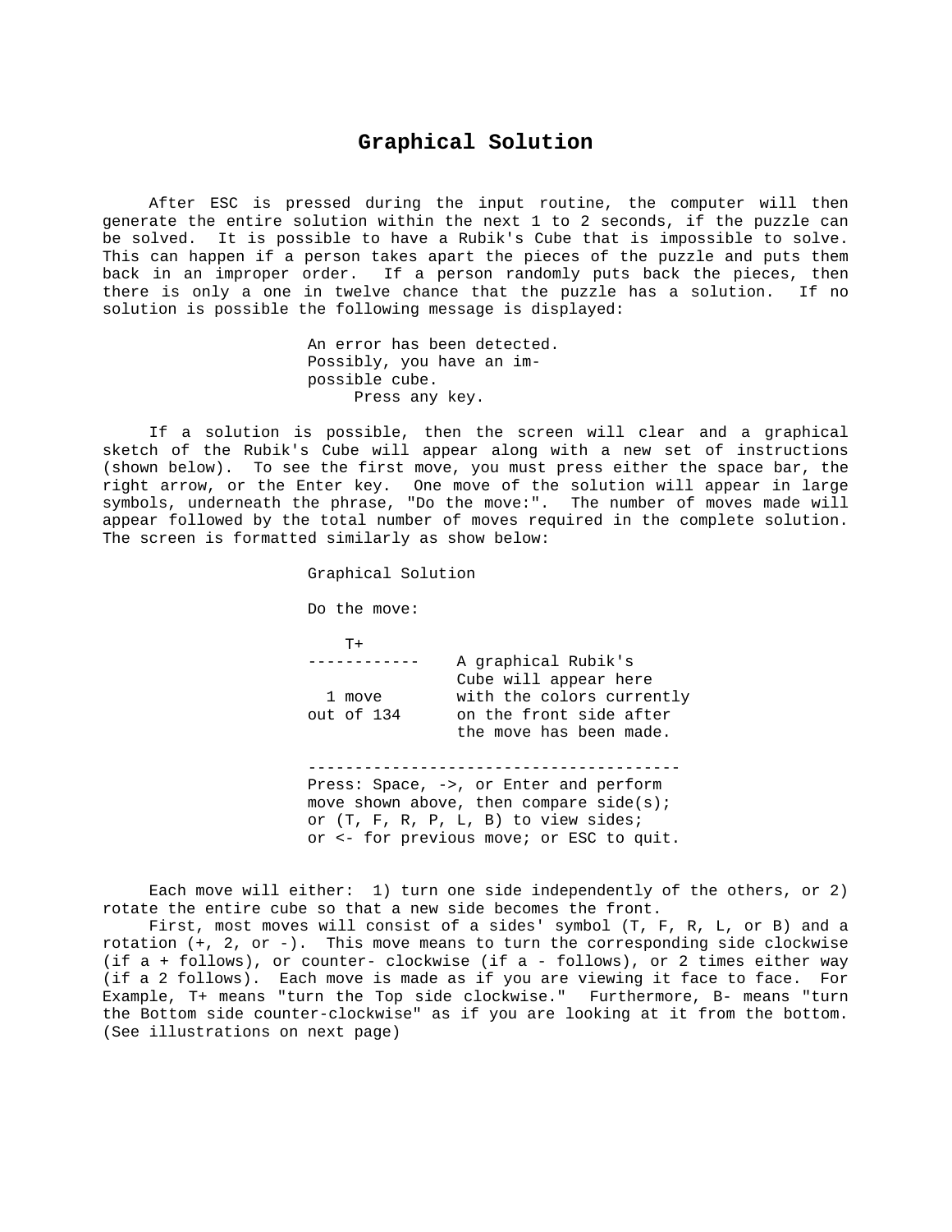# Graphical Solution

After ESC is pressed during the input routine, the computer will then generate the entire solution within the next 1 to 2 seconds, if the puzzle can be solved. It is possible to have a Rubik's Cube that is impossible to solve. This can happen if a person takes apart the pieces of the puzzle and puts them back in an improper order. If a person randomly puts back the pieces, then there is only a one in twelve chance that the puzzle has a solution. If no solution is possible the following message is displayed:

```
An error has been detected.
Possibly, you have an im-
possible cube.
     Press any key.
```

If a solution is possible, then the screen will clear and a graphical sketch of the Rubik's Cube will appear along with a new set of instructions (shown below). To see the first move, you must press either the space bar, the right arrow, or the Enter key. One move of the solution will appear in large symbols, underneath the phrase, "Do the move:". The number of moves made will appear followed by the total number of moves required in the complete solution. The screen is formatted similarly as show below:

```
Graphical Solution

Do the move:

    T+
------------    A graphical Rubik's
                Cube will appear here
  1 move        with the colors currently
out of 134      on the front side after
                the move has been made.

---------------------------------------
Press: Space, ->, or Enter and perform
move shown above, then compare side(s);
or (T, F, R, P, L, B) to view sides;
or <- for previous move; or ESC to quit.
```

Each move will either: 1) turn one side independently of the others, or 2) rotate the entire cube so that a new side becomes the front.

First, most moves will consist of a sides' symbol (T, F, R, L, or B) and a rotation (+, 2, or -). This move means to turn the corresponding side clockwise (if a + follows), or counter- clockwise (if a - follows), or 2 times either way (if a 2 follows). Each move is made as if you are viewing it face to face. For Example, T+ means "turn the Top side clockwise." Furthermore, B- means "turn the Bottom side counter-clockwise" as if you are looking at it from the bottom. (See illustrations on next page)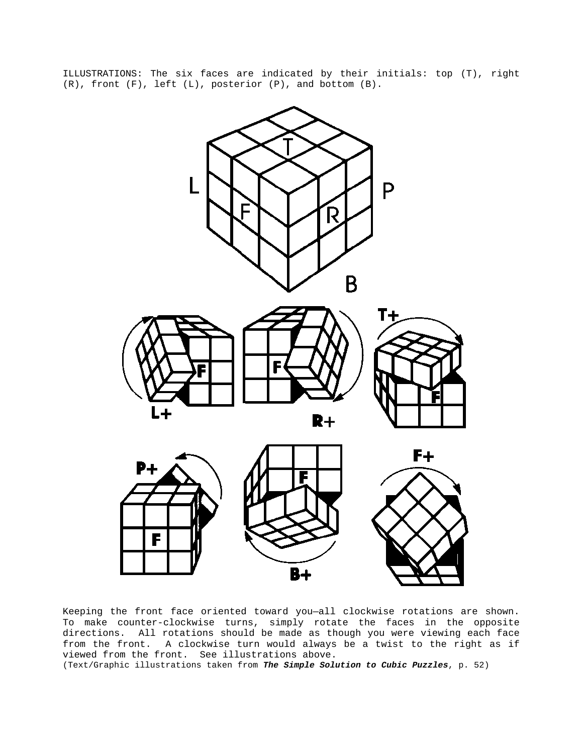ILLUSTRATIONS: The six faces are indicated by their initials: top (T), right (R), front (F), left (L), posterior (P), and bottom (B).

Keeping the front face oriented toward you—all clockwise rotations are shown. To make counter-clockwise turns, simply rotate the faces in the opposite directions. All rotations should be made as though you were viewing each face from the front. A clockwise turn would always be a twist to the right as if viewed from the front. See illustrations above.

(Text/Graphic illustrations taken from ***The Simple Solution to Cubic Puzzles***, p. 52)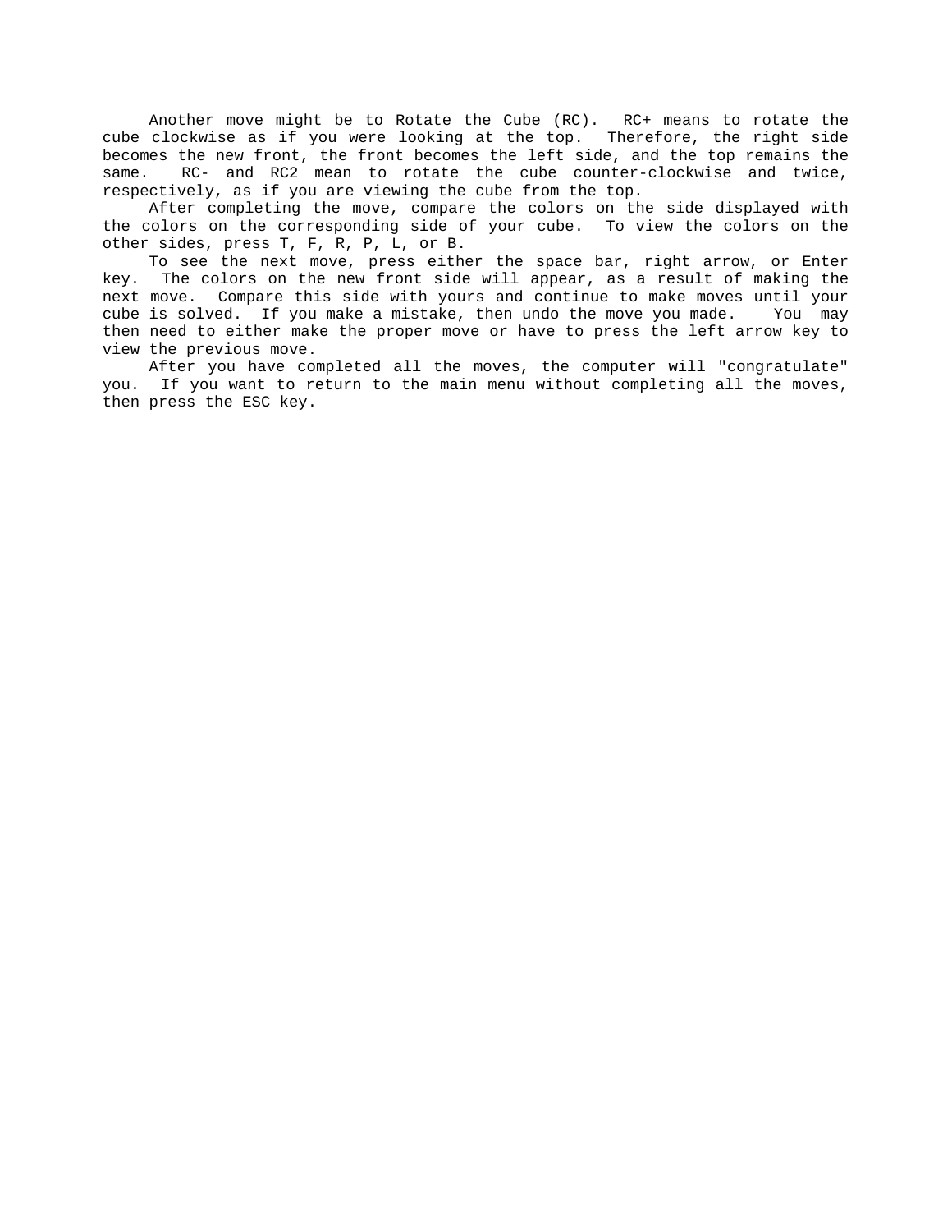Another move might be to Rotate the Cube (RC). RC+ means to rotate the cube clockwise as if you were looking at the top. Therefore, the right side becomes the new front, the front becomes the left side, and the top remains the same. RC- and RC2 mean to rotate the cube counter-clockwise and twice, respectively, as if you are viewing the cube from the top.

After completing the move, compare the colors on the side displayed with the colors on the corresponding side of your cube. To view the colors on the other sides, press T, F, R, P, L, or B.

To see the next move, press either the space bar, right arrow, or Enter key. The colors on the new front side will appear, as a result of making the next move. Compare this side with yours and continue to make moves until your cube is solved. If you make a mistake, then undo the move you made. You may then need to either make the proper move or have to press the left arrow key to view the previous move.

After you have completed all the moves, the computer will "congratulate" you. If you want to return to the main menu without completing all the moves, then press the ESC key.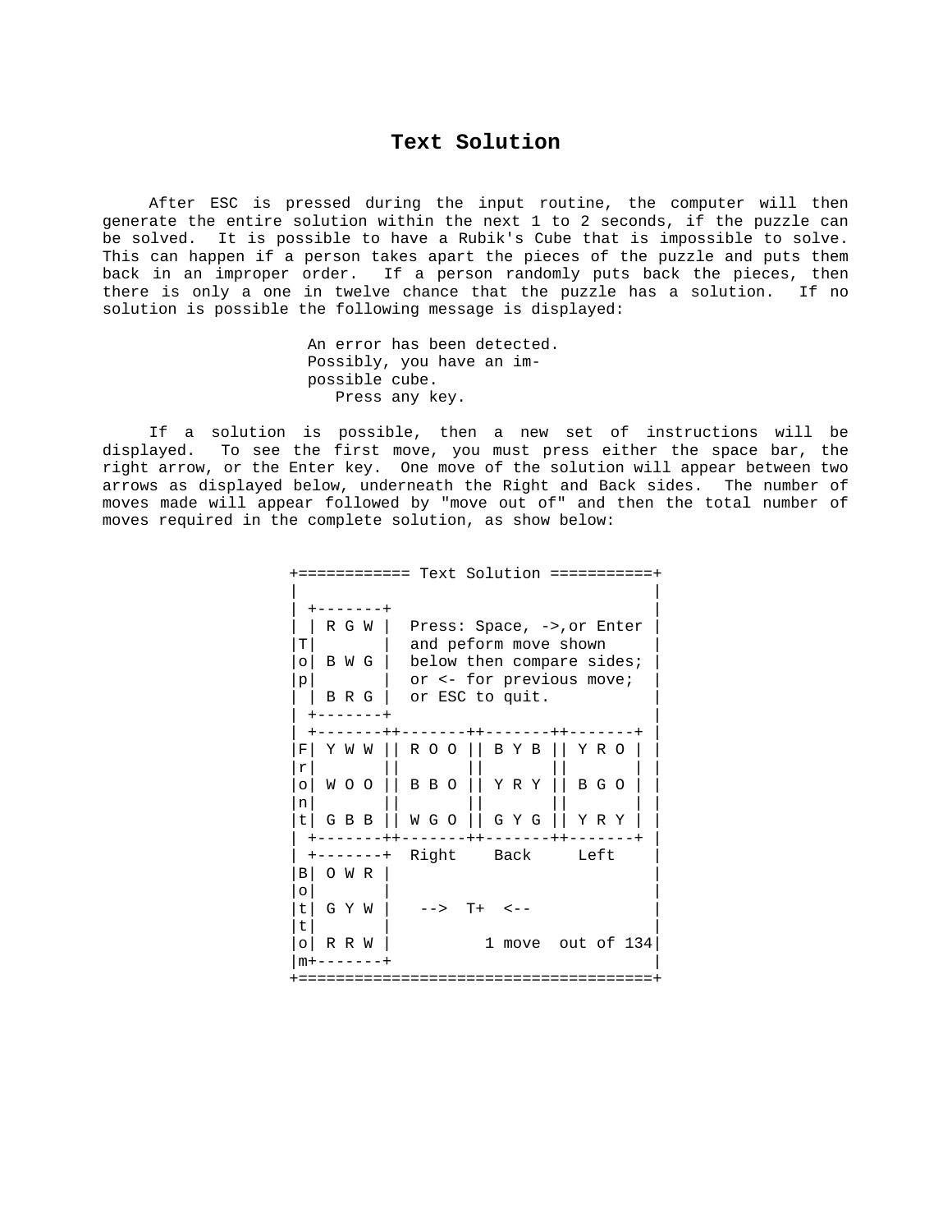# Text Solution

After ESC is pressed during the input routine, the computer will then generate the entire solution within the next 1 to 2 seconds, if the puzzle can be solved. It is possible to have a Rubik's Cube that is impossible to solve. This can happen if a person takes apart the pieces of the puzzle and puts them back in an improper order. If a person randomly puts back the pieces, then there is only a one in twelve chance that the puzzle has a solution. If no solution is possible the following message is displayed:

```
An error has been detected.
Possibly, you have an im-
possible cube.
   Press any key.
```

If a solution is possible, then a new set of instructions will be displayed. To see the first move, you must press either the space bar, the right arrow, or the Enter key. One move of the solution will appear between two arrows as displayed below, underneath the Right and Back sides. The number of moves made will appear followed by "move out of" and then the total number of moves required in the complete solution, as show below:

```
+============ Text Solution ===========+
|                                      |
| +-------+                            |
| | R G W |  Press: Space, ->,or Enter |
|T|       |  and peform move shown     |
|o| B W G |  below then compare sides; |
|p|       |  or <- for previous move;  |
| | B R G |  or ESC to quit.           |
| +-------+                            |
| +-------++-------++-------++-------+ |
|F| Y W W || R O O || B Y B || Y R O | |
|r|       ||       ||       ||       | |
|o| W O O || B B O || Y R Y || B G O | |
|n|       ||       ||       ||       | |
|t| G B B || W G O || G Y G || Y R Y | |
| +-------++-------++-------++-------+ |
| +-------+  Right    Back     Left    |
|B| O W R |                            |
|o|       |                            |
|t| G Y W |   -->  T+  <--             |
|t|       |                            |
|o| R R W |         1 move  out of 134|
|m+-------+                            |
+======================================+
```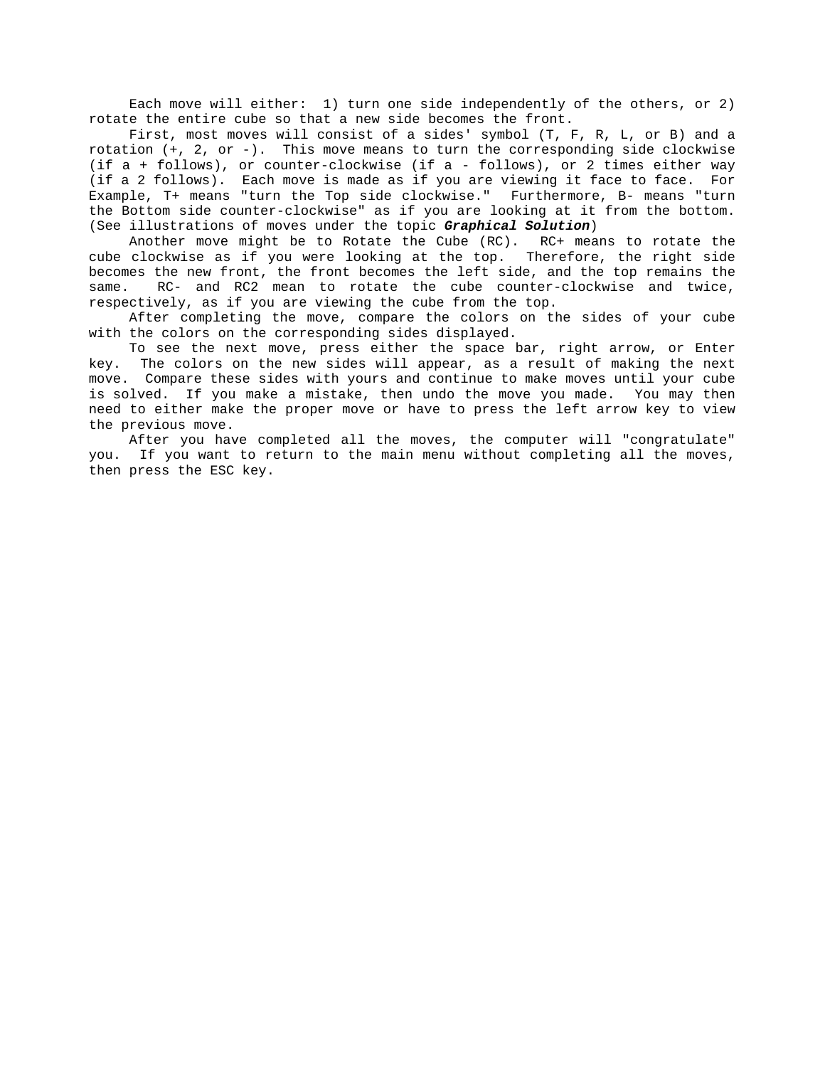Each move will either: 1) turn one side independently of the others, or 2) rotate the entire cube so that a new side becomes the front.

First, most moves will consist of a sides' symbol (T, F, R, L, or B) and a rotation (+, 2, or -). This move means to turn the corresponding side clockwise (if a + follows), or counter-clockwise (if a - follows), or 2 times either way (if a 2 follows). Each move is made as if you are viewing it face to face. For Example, T+ means "turn the Top side clockwise." Furthermore, B- means "turn the Bottom side counter-clockwise" as if you are looking at it from the bottom. (See illustrations of moves under the topic ***Graphical Solution***)

Another move might be to Rotate the Cube (RC). RC+ means to rotate the cube clockwise as if you were looking at the top. Therefore, the right side becomes the new front, the front becomes the left side, and the top remains the same. RC- and RC2 mean to rotate the cube counter-clockwise and twice, respectively, as if you are viewing the cube from the top.

After completing the move, compare the colors on the sides of your cube with the colors on the corresponding sides displayed.

To see the next move, press either the space bar, right arrow, or Enter key. The colors on the new sides will appear, as a result of making the next move. Compare these sides with yours and continue to make moves until your cube is solved. If you make a mistake, then undo the move you made. You may then need to either make the proper move or have to press the left arrow key to view the previous move.

After you have completed all the moves, the computer will "congratulate" you. If you want to return to the main menu without completing all the moves, then press the ESC key.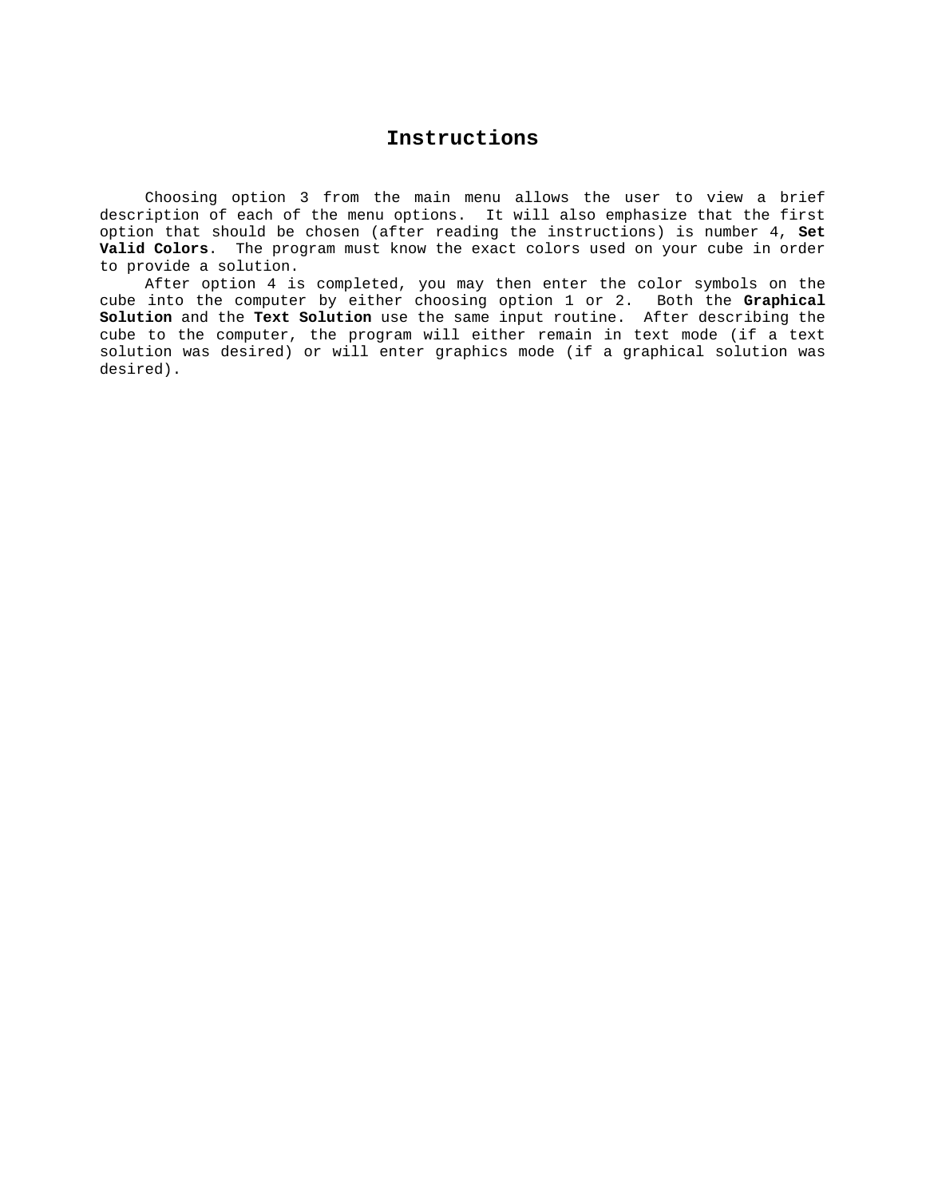# Instructions

Choosing option 3 from the main menu allows the user to view a brief description of each of the menu options. It will also emphasize that the first option that should be chosen (after reading the instructions) is number 4, **Set Valid Colors**. The program must know the exact colors used on your cube in order to provide a solution.

After option 4 is completed, you may then enter the color symbols on the cube into the computer by either choosing option 1 or 2. Both the **Graphical Solution** and the **Text Solution** use the same input routine. After describing the cube to the computer, the program will either remain in text mode (if a text solution was desired) or will enter graphics mode (if a graphical solution was desired).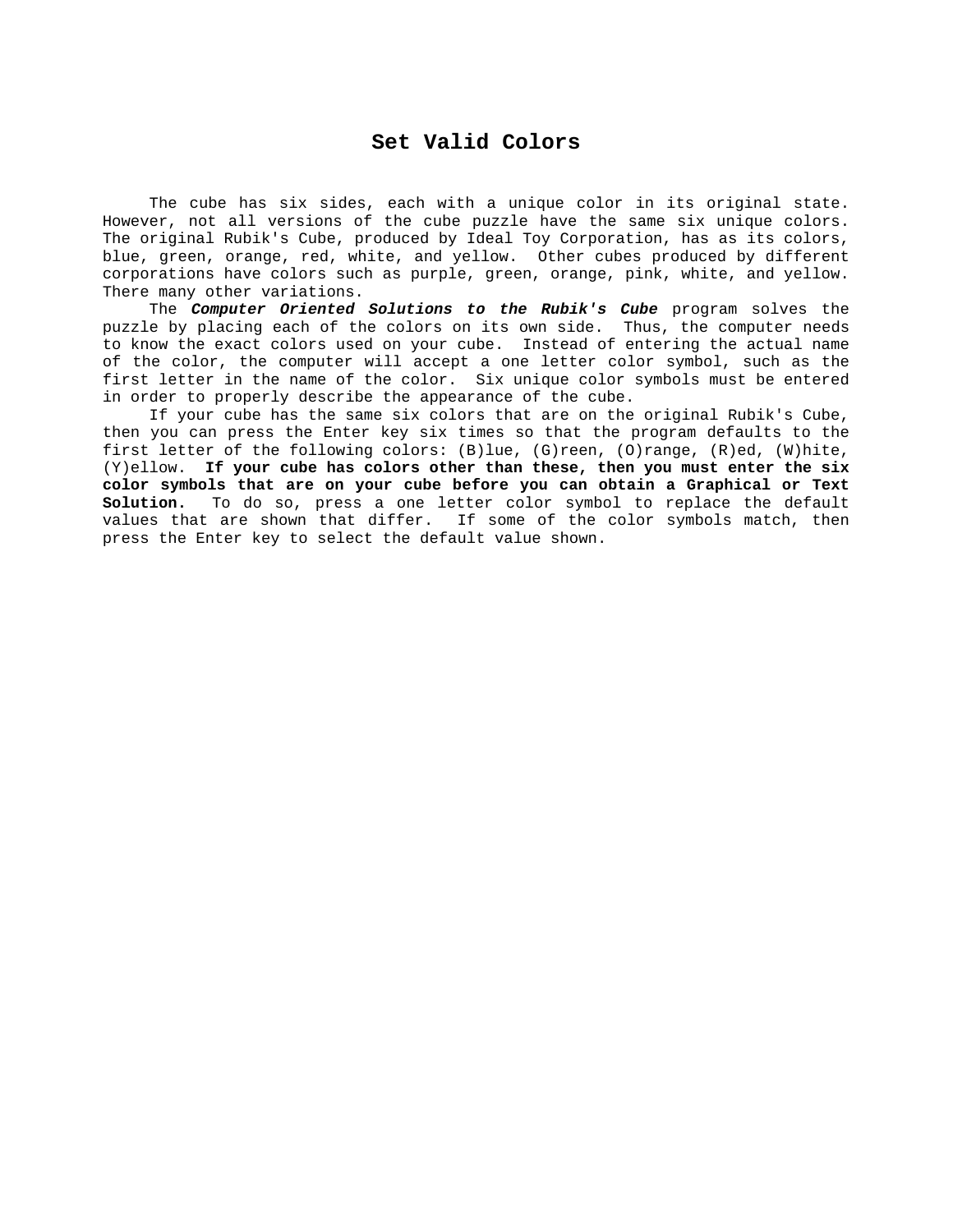# Set Valid Colors

The cube has six sides, each with a unique color in its original state. However, not all versions of the cube puzzle have the same six unique colors. The original Rubik's Cube, produced by Ideal Toy Corporation, has as its colors, blue, green, orange, red, white, and yellow. Other cubes produced by different corporations have colors such as purple, green, orange, pink, white, and yellow. There many other variations.

The ***Computer Oriented Solutions to the Rubik's Cube*** program solves the puzzle by placing each of the colors on its own side. Thus, the computer needs to know the exact colors used on your cube. Instead of entering the actual name of the color, the computer will accept a one letter color symbol, such as the first letter in the name of the color. Six unique color symbols must be entered in order to properly describe the appearance of the cube.

If your cube has the same six colors that are on the original Rubik's Cube, then you can press the Enter key six times so that the program defaults to the first letter of the following colors: (B)lue, (G)reen, (O)range, (R)ed, (W)hite, (Y)ellow. **If your cube has colors other than these, then you must enter the six color symbols that are on your cube before you can obtain a Graphical or Text Solution.** To do so, press a one letter color symbol to replace the default values that are shown that differ. If some of the color symbols match, then press the Enter key to select the default value shown.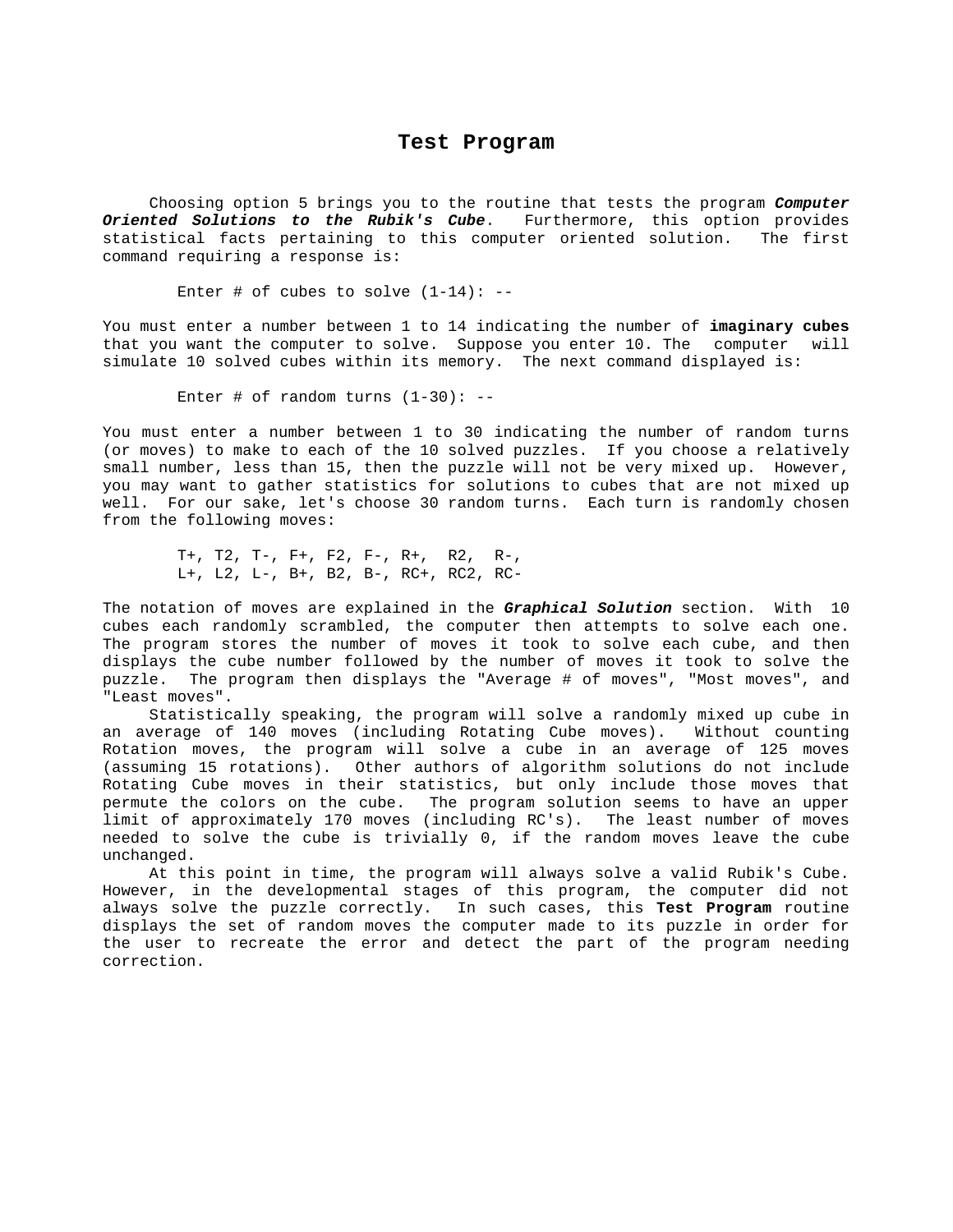# Test Program

Choosing option 5 brings you to the routine that tests the program ***Computer Oriented Solutions to the Rubik's Cube***. Furthermore, this option provides statistical facts pertaining to this computer oriented solution. The first command requiring a response is:

```
Enter # of cubes to solve (1-14): --
```

You must enter a number between 1 to 14 indicating the number of **imaginary cubes** that you want the computer to solve. Suppose you enter 10. The computer will simulate 10 solved cubes within its memory. The next command displayed is:

```
Enter # of random turns (1-30): --
```

You must enter a number between 1 to 30 indicating the number of random turns (or moves) to make to each of the 10 solved puzzles. If you choose a relatively small number, less than 15, then the puzzle will not be very mixed up. However, you may want to gather statistics for solutions to cubes that are not mixed up well. For our sake, let's choose 30 random turns. Each turn is randomly chosen from the following moves:

```
T+, T2, T-, F+, F2, F-, R+,  R2,  R-,
L+, L2, L-, B+, B2, B-, RC+, RC2, RC-
```

The notation of moves are explained in the ***Graphical Solution*** section. With 10 cubes each randomly scrambled, the computer then attempts to solve each one. The program stores the number of moves it took to solve each cube, and then displays the cube number followed by the number of moves it took to solve the puzzle. The program then displays the "Average # of moves", "Most moves", and "Least moves".

Statistically speaking, the program will solve a randomly mixed up cube in an average of 140 moves (including Rotating Cube moves). Without counting Rotation moves, the program will solve a cube in an average of 125 moves (assuming 15 rotations). Other authors of algorithm solutions do not include Rotating Cube moves in their statistics, but only include those moves that permute the colors on the cube. The program solution seems to have an upper limit of approximately 170 moves (including RC's). The least number of moves needed to solve the cube is trivially 0, if the random moves leave the cube unchanged.

At this point in time, the program will always solve a valid Rubik's Cube. However, in the developmental stages of this program, the computer did not always solve the puzzle correctly. In such cases, this **Test Program** routine displays the set of random moves the computer made to its puzzle in order for the user to recreate the error and detect the part of the program needing correction.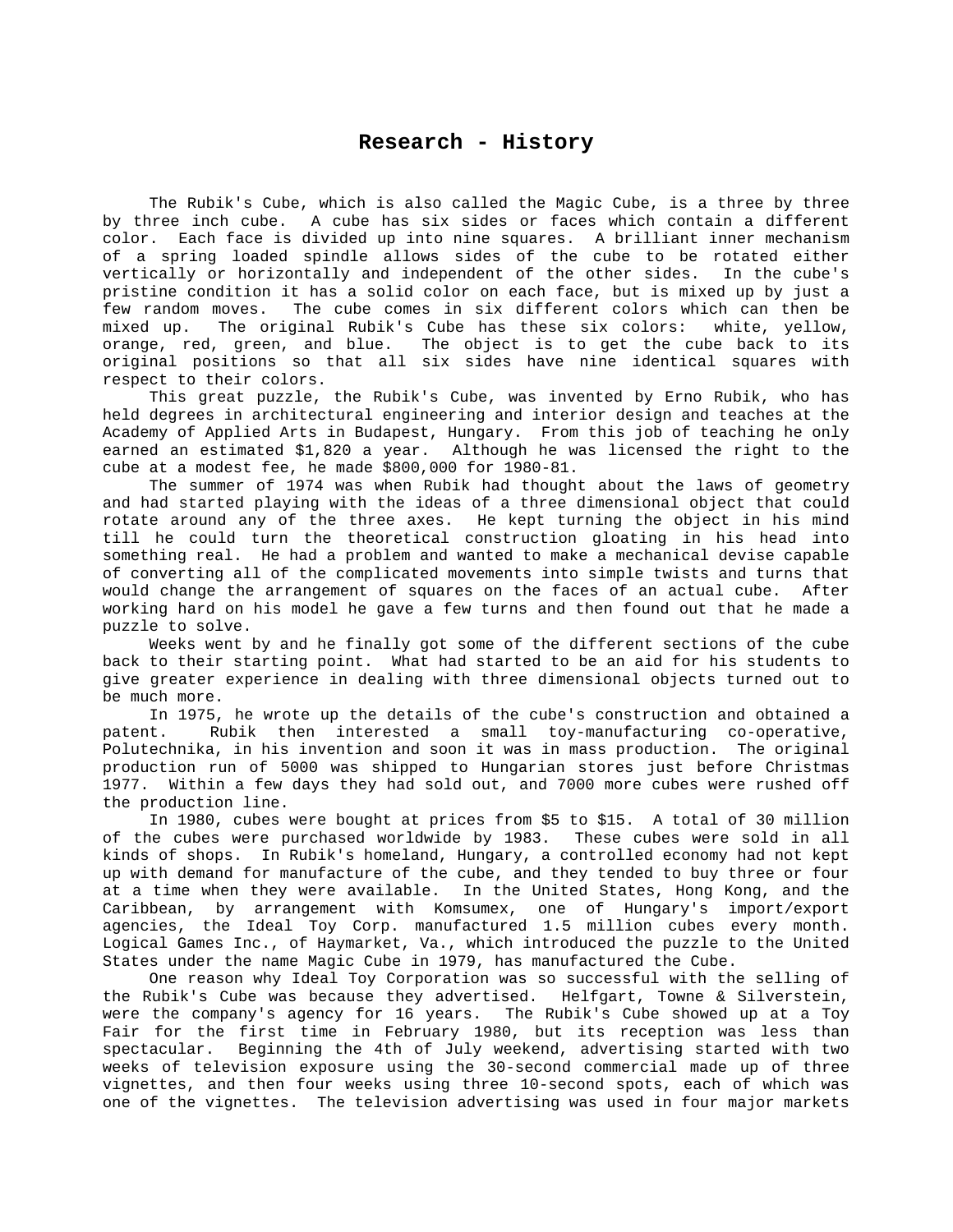# Research - History

The Rubik's Cube, which is also called the Magic Cube, is a three by three by three inch cube. A cube has six sides or faces which contain a different color. Each face is divided up into nine squares. A brilliant inner mechanism of a spring loaded spindle allows sides of the cube to be rotated either vertically or horizontally and independent of the other sides. In the cube's pristine condition it has a solid color on each face, but is mixed up by just a few random moves. The cube comes in six different colors which can then be mixed up. The original Rubik's Cube has these six colors: white, yellow, orange, red, green, and blue. The object is to get the cube back to its original positions so that all six sides have nine identical squares with respect to their colors.

This great puzzle, the Rubik's Cube, was invented by Erno Rubik, who has held degrees in architectural engineering and interior design and teaches at the Academy of Applied Arts in Budapest, Hungary. From this job of teaching he only earned an estimated $1,820 a year. Although he was licensed the right to the cube at a modest fee, he made $800,000 for 1980-81.

The summer of 1974 was when Rubik had thought about the laws of geometry and had started playing with the ideas of a three dimensional object that could rotate around any of the three axes. He kept turning the object in his mind till he could turn the theoretical construction gloating in his head into something real. He had a problem and wanted to make a mechanical devise capable of converting all of the complicated movements into simple twists and turns that would change the arrangement of squares on the faces of an actual cube. After working hard on his model he gave a few turns and then found out that he made a puzzle to solve.

Weeks went by and he finally got some of the different sections of the cube back to their starting point. What had started to be an aid for his students to give greater experience in dealing with three dimensional objects turned out to be much more.

In 1975, he wrote up the details of the cube's construction and obtained a patent. Rubik then interested a small toy-manufacturing co-operative, Polutechnika, in his invention and soon it was in mass production. The original production run of 5000 was shipped to Hungarian stores just before Christmas 1977. Within a few days they had sold out, and 7000 more cubes were rushed off the production line.

In 1980, cubes were bought at prices from $5 to $15. A total of 30 million of the cubes were purchased worldwide by 1983. These cubes were sold in all kinds of shops. In Rubik's homeland, Hungary, a controlled economy had not kept up with demand for manufacture of the cube, and they tended to buy three or four at a time when they were available. In the United States, Hong Kong, and the Caribbean, by arrangement with Komsumex, one of Hungary's import/export agencies, the Ideal Toy Corp. manufactured 1.5 million cubes every month. Logical Games Inc., of Haymarket, Va., which introduced the puzzle to the United States under the name Magic Cube in 1979, has manufactured the Cube.

One reason why Ideal Toy Corporation was so successful with the selling of the Rubik's Cube was because they advertised. Helfgart, Towne & Silverstein, were the company's agency for 16 years. The Rubik's Cube showed up at a Toy Fair for the first time in February 1980, but its reception was less than spectacular. Beginning the 4th of July weekend, advertising started with two weeks of television exposure using the 30-second commercial made up of three vignettes, and then four weeks using three 10-second spots, each of which was one of the vignettes. The television advertising was used in four major markets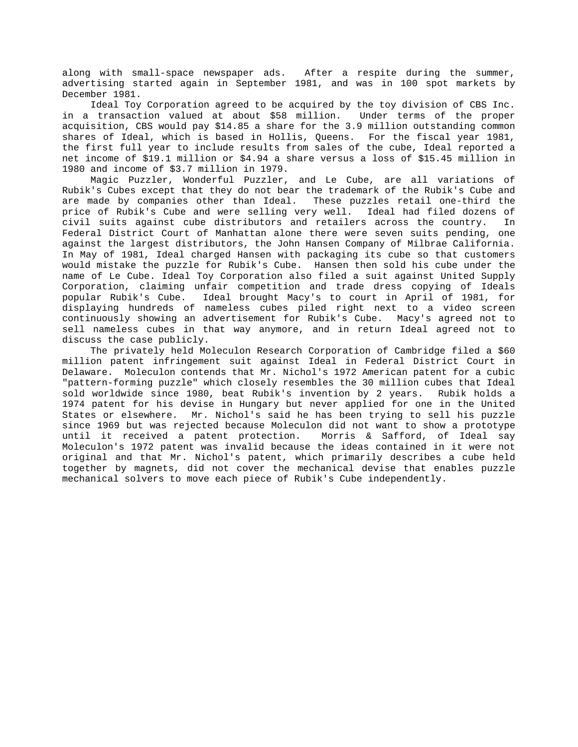along with small-space newspaper ads. After a respite during the summer, advertising started again in September 1981, and was in 100 spot markets by December 1981.

Ideal Toy Corporation agreed to be acquired by the toy division of CBS Inc. in a transaction valued at about $58 million. Under terms of the proper acquisition, CBS would pay $14.85 a share for the 3.9 million outstanding common shares of Ideal, which is based in Hollis, Queens. For the fiscal year 1981, the first full year to include results from sales of the cube, Ideal reported a net income of $19.1 million or $4.94 a share versus a loss of $15.45 million in 1980 and income of $3.7 million in 1979.

Magic Puzzler, Wonderful Puzzler, and Le Cube, are all variations of Rubik's Cubes except that they do not bear the trademark of the Rubik's Cube and are made by companies other than Ideal. These puzzles retail one-third the price of Rubik's Cube and were selling very well. Ideal had filed dozens of civil suits against cube distributors and retailers across the country. In Federal District Court of Manhattan alone there were seven suits pending, one against the largest distributors, the John Hansen Company of Milbrae California. In May of 1981, Ideal charged Hansen with packaging its cube so that customers would mistake the puzzle for Rubik's Cube. Hansen then sold his cube under the name of Le Cube. Ideal Toy Corporation also filed a suit against United Supply Corporation, claiming unfair competition and trade dress copying of Ideals popular Rubik's Cube. Ideal brought Macy's to court in April of 1981, for displaying hundreds of nameless cubes piled right next to a video screen continuously showing an advertisement for Rubik's Cube. Macy's agreed not to sell nameless cubes in that way anymore, and in return Ideal agreed not to discuss the case publicly.

The privately held Moleculon Research Corporation of Cambridge filed a $60 million patent infringement suit against Ideal in Federal District Court in Delaware. Moleculon contends that Mr. Nichol's 1972 American patent for a cubic "pattern-forming puzzle" which closely resembles the 30 million cubes that Ideal sold worldwide since 1980, beat Rubik's invention by 2 years. Rubik holds a 1974 patent for his devise in Hungary but never applied for one in the United States or elsewhere. Mr. Nichol's said he has been trying to sell his puzzle since 1969 but was rejected because Moleculon did not want to show a prototype until it received a patent protection. Morris & Safford, of Ideal say Moleculon's 1972 patent was invalid because the ideas contained in it were not original and that Mr. Nichol's patent, which primarily describes a cube held together by magnets, did not cover the mechanical devise that enables puzzle mechanical solvers to move each piece of Rubik's Cube independently.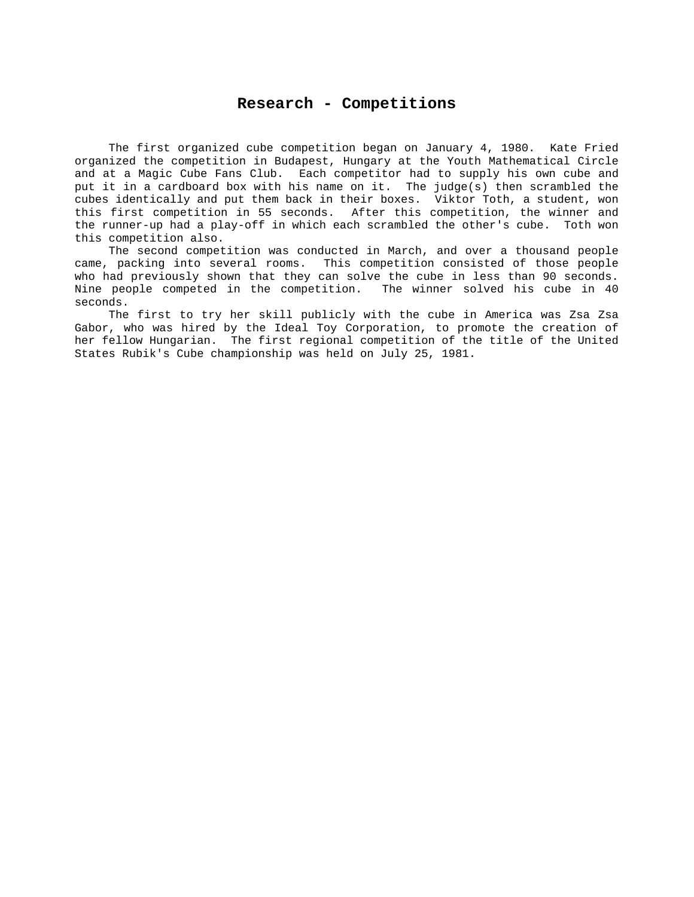# Research - Competitions

The first organized cube competition began on January 4, 1980. Kate Fried organized the competition in Budapest, Hungary at the Youth Mathematical Circle and at a Magic Cube Fans Club. Each competitor had to supply his own cube and put it in a cardboard box with his name on it. The judge(s) then scrambled the cubes identically and put them back in their boxes. Viktor Toth, a student, won this first competition in 55 seconds. After this competition, the winner and the runner-up had a play-off in which each scrambled the other's cube. Toth won this competition also.

The second competition was conducted in March, and over a thousand people came, packing into several rooms. This competition consisted of those people who had previously shown that they can solve the cube in less than 90 seconds. Nine people competed in the competition. The winner solved his cube in 40 seconds.

The first to try her skill publicly with the cube in America was Zsa Zsa Gabor, who was hired by the Ideal Toy Corporation, to promote the creation of her fellow Hungarian. The first regional competition of the title of the United States Rubik's Cube championship was held on July 25, 1981.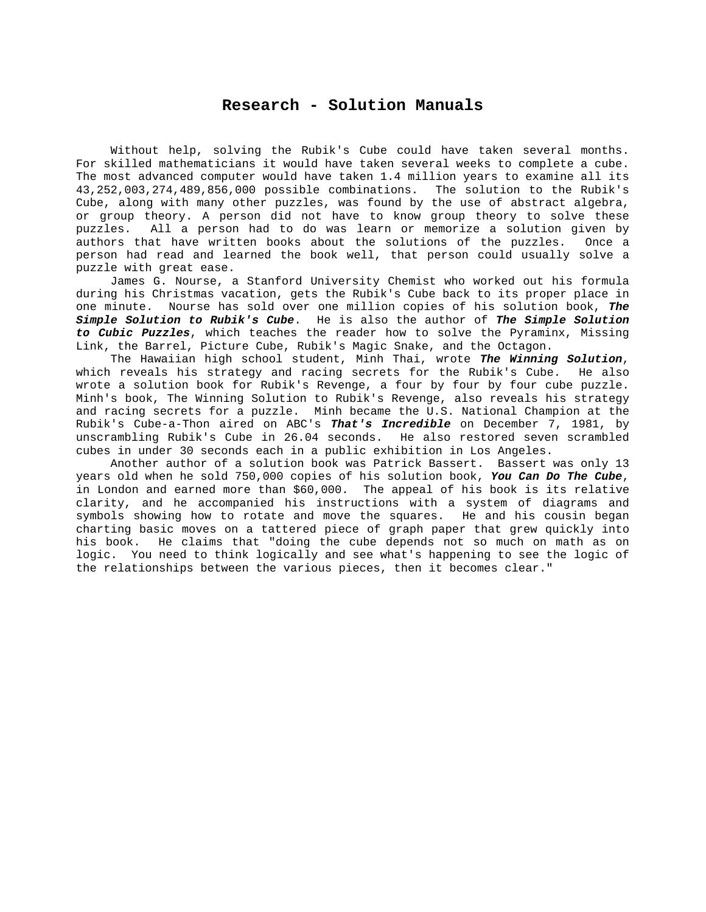# Research - Solution Manuals

Without help, solving the Rubik's Cube could have taken several months. For skilled mathematicians it would have taken several weeks to complete a cube. The most advanced computer would have taken 1.4 million years to examine all its 43,252,003,274,489,856,000 possible combinations. The solution to the Rubik's Cube, along with many other puzzles, was found by the use of abstract algebra, or group theory. A person did not have to know group theory to solve these puzzles. All a person had to do was learn or memorize a solution given by authors that have written books about the solutions of the puzzles. Once a person had read and learned the book well, that person could usually solve a puzzle with great ease.

James G. Nourse, a Stanford University Chemist who worked out his formula during his Christmas vacation, gets the Rubik's Cube back to its proper place in one minute. Nourse has sold over one million copies of his solution book, ***The Simple Solution to Rubik's Cube***. He is also the author of ***The Simple Solution to Cubic Puzzles***, which teaches the reader how to solve the Pyraminx, Missing Link, the Barrel, Picture Cube, Rubik's Magic Snake, and the Octagon.

The Hawaiian high school student, Minh Thai, wrote ***The Winning Solution***, which reveals his strategy and racing secrets for the Rubik's Cube. He also wrote a solution book for Rubik's Revenge, a four by four by four cube puzzle. Minh's book, The Winning Solution to Rubik's Revenge, also reveals his strategy and racing secrets for a puzzle. Minh became the U.S. National Champion at the Rubik's Cube-a-Thon aired on ABC's ***That's Incredible*** on December 7, 1981, by unscrambling Rubik's Cube in 26.04 seconds. He also restored seven scrambled cubes in under 30 seconds each in a public exhibition in Los Angeles.

Another author of a solution book was Patrick Bassert. Bassert was only 13 years old when he sold 750,000 copies of his solution book, ***You Can Do The Cube***, in London and earned more than $60,000. The appeal of his book is its relative clarity, and he accompanied his instructions with a system of diagrams and symbols showing how to rotate and move the squares. He and his cousin began charting basic moves on a tattered piece of graph paper that grew quickly into his book. He claims that "doing the cube depends not so much on math as on logic. You need to think logically and see what's happening to see the logic of the relationships between the various pieces, then it becomes clear."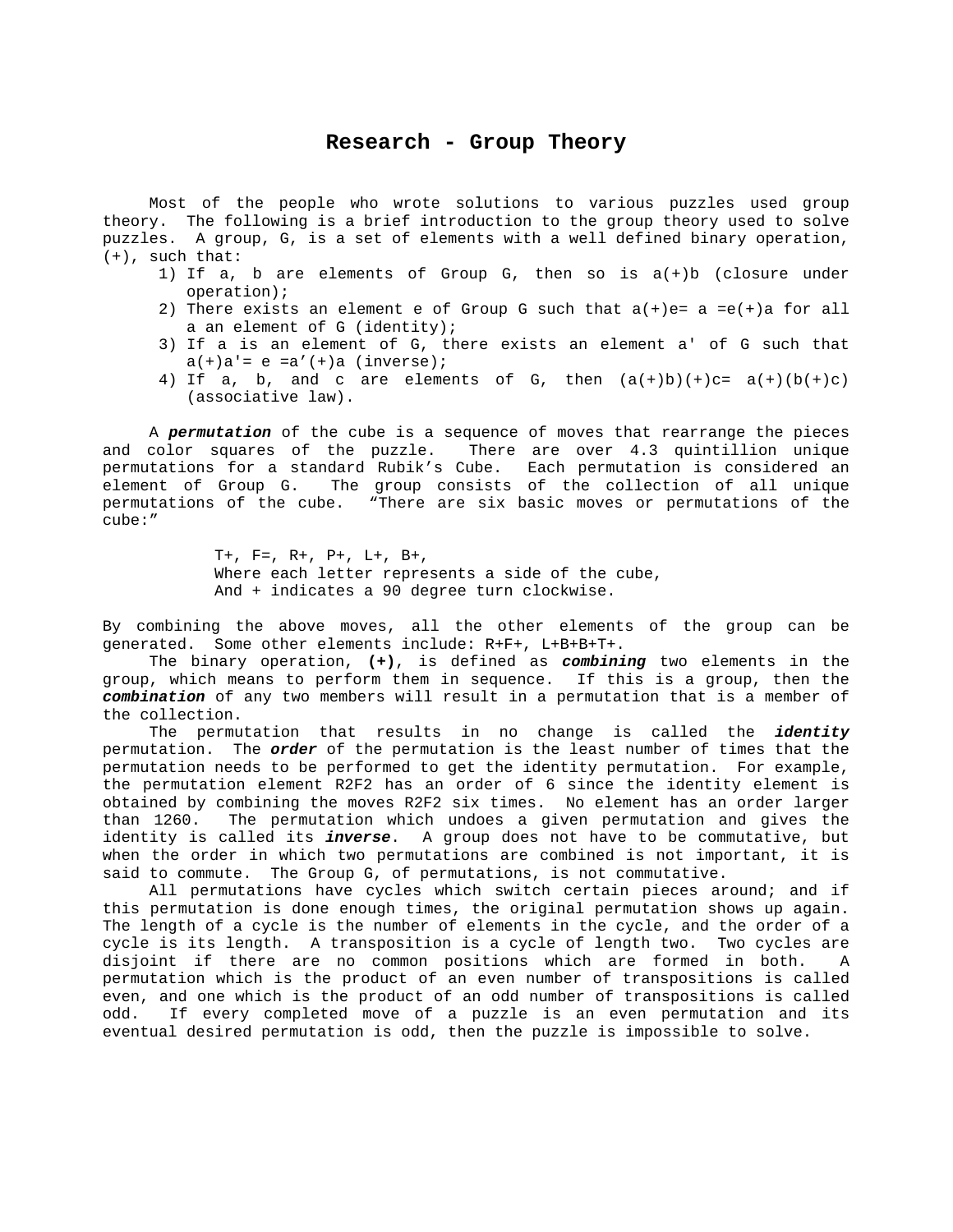# Research - Group Theory

Most of the people who wrote solutions to various puzzles used group theory. The following is a brief introduction to the group theory used to solve puzzles. A group, G, is a set of elements with a well defined binary operation, (+), such that:

1) If a, b are elements of Group G, then so is a(+)b (closure under operation);
2) There exists an element e of Group G such that a(+)e= a =e(+)a for all a an element of G (identity);
3) If a is an element of G, there exists an element a' of G such that a(+)a'= e =a’(+)a (inverse);
4) If a, b, and c are elements of G, then (a(+)b)(+)c= a(+)(b(+)c) (associative law).

A ***permutation*** of the cube is a sequence of moves that rearrange the pieces and color squares of the puzzle. There are over 4.3 quintillion unique permutations for a standard Rubik’s Cube. Each permutation is considered an element of Group G. The group consists of the collection of all unique permutations of the cube. “There are six basic moves or permutations of the cube:”

> T+, F=, R+, P+, L+, B+,
> Where each letter represents a side of the cube,
> And + indicates a 90 degree turn clockwise.

By combining the above moves, all the other elements of the group can be generated. Some other elements include: R+F+, L+B+B+T+.

The binary operation, **(+)**, is defined as ***combining*** two elements in the group, which means to perform them in sequence. If this is a group, then the ***combination*** of any two members will result in a permutation that is a member of the collection.

The permutation that results in no change is called the ***identity*** permutation. The ***order*** of the permutation is the least number of times that the permutation needs to be performed to get the identity permutation. For example, the permutation element R2F2 has an order of 6 since the identity element is obtained by combining the moves R2F2 six times. No element has an order larger than 1260. The permutation which undoes a given permutation and gives the identity is called its ***inverse***. A group does not have to be commutative, but when the order in which two permutations are combined is not important, it is said to commute. The Group G, of permutations, is not commutative.

All permutations have cycles which switch certain pieces around; and if this permutation is done enough times, the original permutation shows up again. The length of a cycle is the number of elements in the cycle, and the order of a cycle is its length. A transposition is a cycle of length two. Two cycles are disjoint if there are no common positions which are formed in both. A permutation which is the product of an even number of transpositions is called even, and one which is the product of an odd number of transpositions is called odd. If every completed move of a puzzle is an even permutation and its eventual desired permutation is odd, then the puzzle is impossible to solve.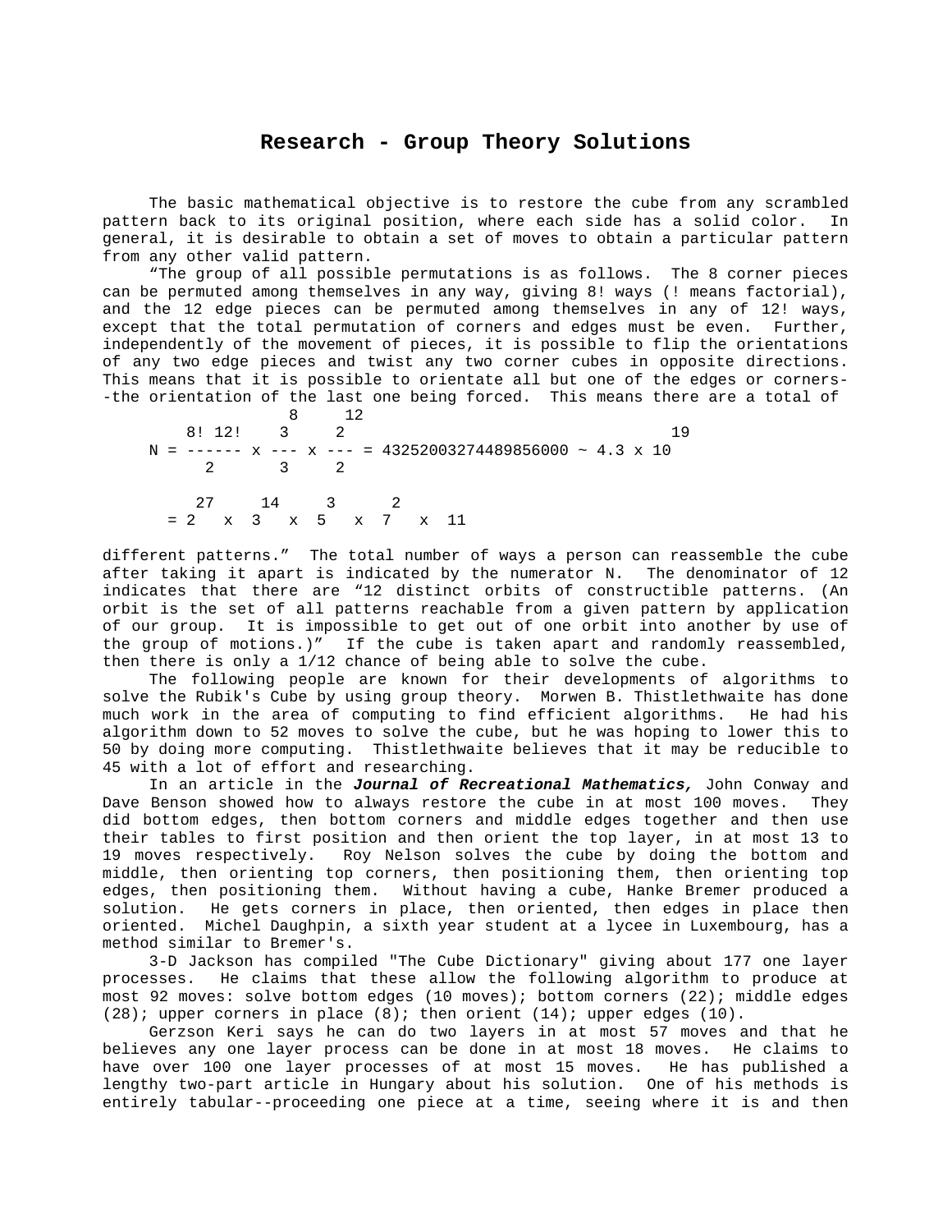# Research - Group Theory Solutions

The basic mathematical objective is to restore the cube from any scrambled pattern back to its original position, where each side has a solid color. In general, it is desirable to obtain a set of moves to obtain a particular pattern from any other valid pattern.

"The group of all possible permutations is as follows. The 8 corner pieces can be permuted among themselves in any way, giving 8! ways (! means factorial), and the 12 edge pieces can be permuted among themselves in any of 12! ways, except that the total permutation of corners and edges must be even. Further, independently of the movement of pieces, it is possible to flip the orientations of any two edge pieces and twist any two corner cubes in opposite directions. This means that it is possible to orientate all but one of the edges or corners--the orientation of the last one being forced. This means there are a total of

$$N = \frac{8!\,12!}{2} \times \frac{3^8}{3} \times \frac{2^{12}}{2} = 43252003274489856000 \sim 4.3 \times 10^{19}$$

$$= 2^{27} \times 3^{14} \times 5^{3} \times 7^{2} \times 11$$

different patterns." The total number of ways a person can reassemble the cube after taking it apart is indicated by the numerator N. The denominator of 12 indicates that there are "12 distinct orbits of constructible patterns. (An orbit is the set of all patterns reachable from a given pattern by application of our group. It is impossible to get out of one orbit into another by use of the group of motions.)" If the cube is taken apart and randomly reassembled, then there is only a 1/12 chance of being able to solve the cube.

The following people are known for their developments of algorithms to solve the Rubik's Cube by using group theory. Morwen B. Thistlethwaite has done much work in the area of computing to find efficient algorithms. He had his algorithm down to 52 moves to solve the cube, but he was hoping to lower this to 50 by doing more computing. Thistlethwaite believes that it may be reducible to 45 with a lot of effort and researching.

In an article in the ***Journal of Recreational Mathematics,*** John Conway and Dave Benson showed how to always restore the cube in at most 100 moves. They did bottom edges, then bottom corners and middle edges together and then use their tables to first position and then orient the top layer, in at most 13 to 19 moves respectively. Roy Nelson solves the cube by doing the bottom and middle, then orienting top corners, then positioning them, then orienting top edges, then positioning them. Without having a cube, Hanke Bremer produced a solution. He gets corners in place, then oriented, then edges in place then oriented. Michel Daughpin, a sixth year student at a lycee in Luxembourg, has a method similar to Bremer's.

3-D Jackson has compiled "The Cube Dictionary" giving about 177 one layer processes. He claims that these allow the following algorithm to produce at most 92 moves: solve bottom edges (10 moves); bottom corners (22); middle edges (28); upper corners in place (8); then orient (14); upper edges (10).

Gerzson Keri says he can do two layers in at most 57 moves and that he believes any one layer process can be done in at most 18 moves. He claims to have over 100 one layer processes of at most 15 moves. He has published a lengthy two-part article in Hungary about his solution. One of his methods is entirely tabular--proceeding one piece at a time, seeing where it is and then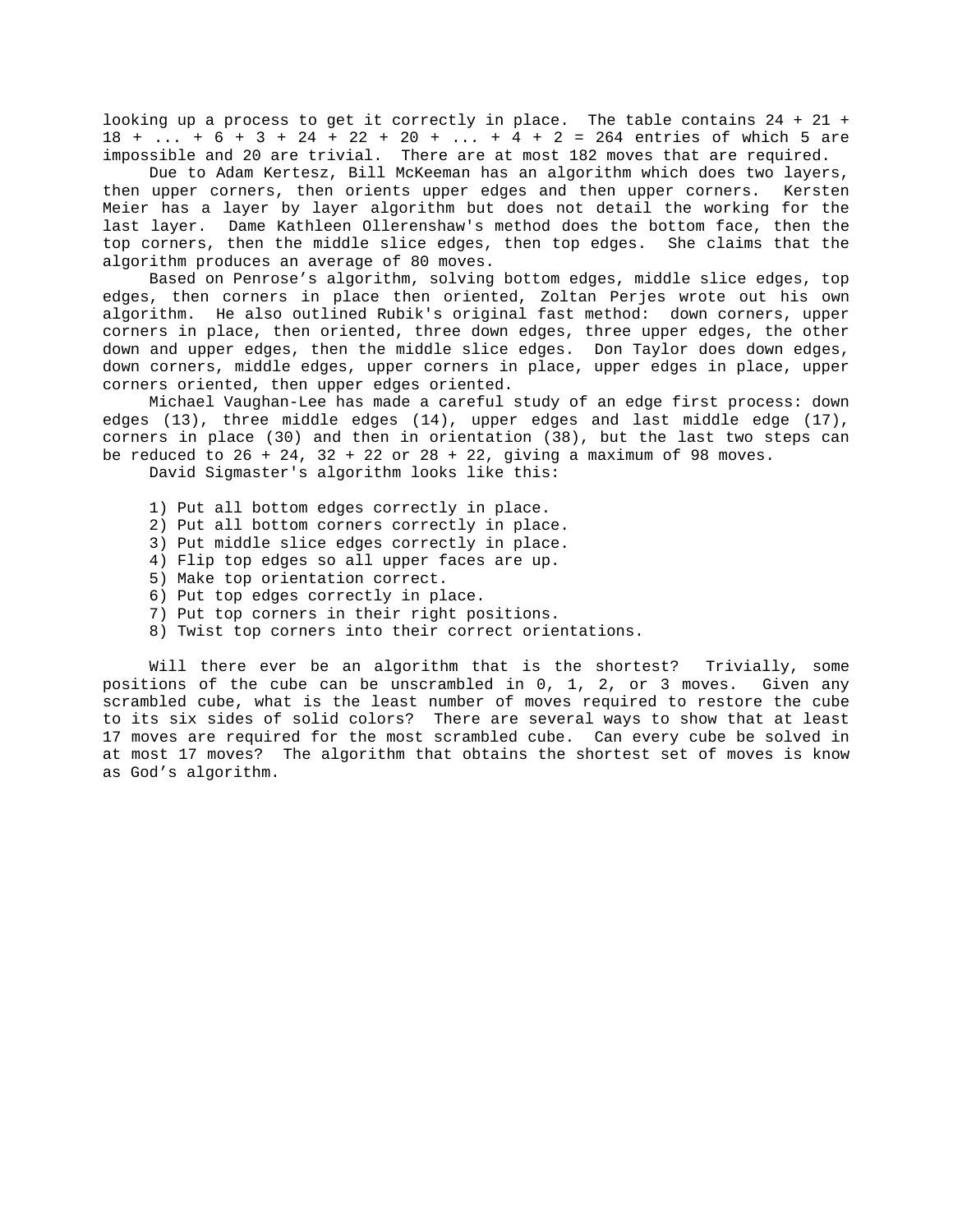looking up a process to get it correctly in place. The table contains 24 + 21 + 18 + ... + 6 + 3 + 24 + 22 + 20 + ... + 4 + 2 = 264 entries of which 5 are impossible and 20 are trivial. There are at most 182 moves that are required.

Due to Adam Kertesz, Bill McKeeman has an algorithm which does two layers, then upper corners, then orients upper edges and then upper corners. Kersten Meier has a layer by layer algorithm but does not detail the working for the last layer. Dame Kathleen Ollerenshaw's method does the bottom face, then the top corners, then the middle slice edges, then top edges. She claims that the algorithm produces an average of 80 moves.

Based on Penrose's algorithm, solving bottom edges, middle slice edges, top edges, then corners in place then oriented, Zoltan Perjes wrote out his own algorithm. He also outlined Rubik's original fast method: down corners, upper corners in place, then oriented, three down edges, three upper edges, the other down and upper edges, then the middle slice edges. Don Taylor does down edges, down corners, middle edges, upper corners in place, upper edges in place, upper corners oriented, then upper edges oriented.

Michael Vaughan-Lee has made a careful study of an edge first process: down edges (13), three middle edges (14), upper edges and last middle edge (17), corners in place (30) and then in orientation (38), but the last two steps can be reduced to 26 + 24, 32 + 22 or 28 + 22, giving a maximum of 98 moves.

David Sigmaster's algorithm looks like this:

1) Put all bottom edges correctly in place.
2) Put all bottom corners correctly in place.
3) Put middle slice edges correctly in place.
4) Flip top edges so all upper faces are up.
5) Make top orientation correct.
6) Put top edges correctly in place.
7) Put top corners in their right positions.
8) Twist top corners into their correct orientations.

Will there ever be an algorithm that is the shortest? Trivially, some positions of the cube can be unscrambled in 0, 1, 2, or 3 moves. Given any scrambled cube, what is the least number of moves required to restore the cube to its six sides of solid colors? There are several ways to show that at least 17 moves are required for the most scrambled cube. Can every cube be solved in at most 17 moves? The algorithm that obtains the shortest set of moves is know as God's algorithm.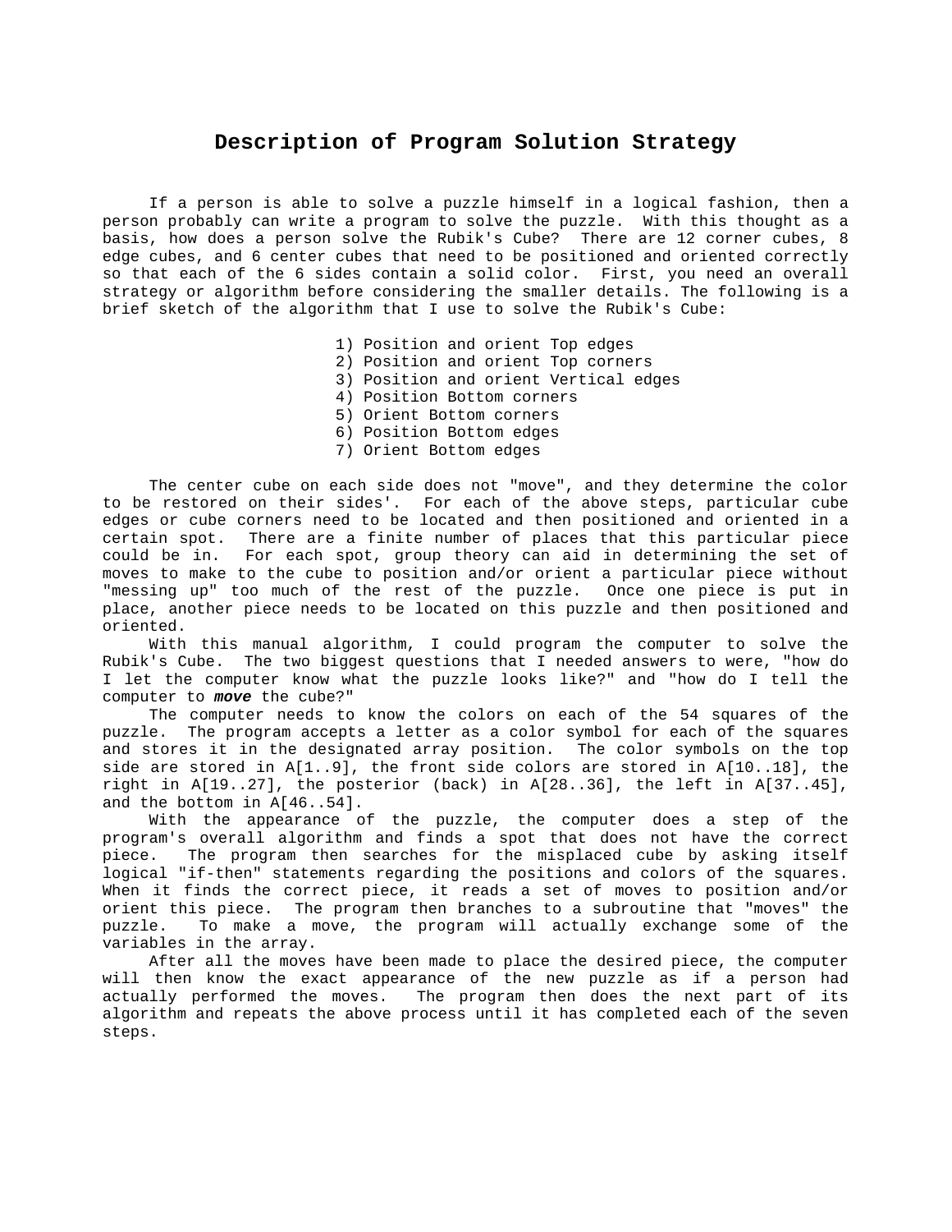# Description of Program Solution Strategy

If a person is able to solve a puzzle himself in a logical fashion, then a person probably can write a program to solve the puzzle. With this thought as a basis, how does a person solve the Rubik's Cube? There are 12 corner cubes, 8 edge cubes, and 6 center cubes that need to be positioned and oriented correctly so that each of the 6 sides contain a solid color. First, you need an overall strategy or algorithm before considering the smaller details. The following is a brief sketch of the algorithm that I use to solve the Rubik's Cube:

1) Position and orient Top edges
2) Position and orient Top corners
3) Position and orient Vertical edges
4) Position Bottom corners
5) Orient Bottom corners
6) Position Bottom edges
7) Orient Bottom edges

The center cube on each side does not "move", and they determine the color to be restored on their sides'. For each of the above steps, particular cube edges or cube corners need to be located and then positioned and oriented in a certain spot. There are a finite number of places that this particular piece could be in. For each spot, group theory can aid in determining the set of moves to make to the cube to position and/or orient a particular piece without "messing up" too much of the rest of the puzzle. Once one piece is put in place, another piece needs to be located on this puzzle and then positioned and oriented.

With this manual algorithm, I could program the computer to solve the Rubik's Cube. The two biggest questions that I needed answers to were, "how do I let the computer know what the puzzle looks like?" and "how do I tell the computer to ***move*** the cube?"

The computer needs to know the colors on each of the 54 squares of the puzzle. The program accepts a letter as a color symbol for each of the squares and stores it in the designated array position. The color symbols on the top side are stored in A[1..9], the front side colors are stored in A[10..18], the right in A[19..27], the posterior (back) in A[28..36], the left in A[37..45], and the bottom in A[46..54].

With the appearance of the puzzle, the computer does a step of the program's overall algorithm and finds a spot that does not have the correct piece. The program then searches for the misplaced cube by asking itself logical "if-then" statements regarding the positions and colors of the squares. When it finds the correct piece, it reads a set of moves to position and/or orient this piece. The program then branches to a subroutine that "moves" the puzzle. To make a move, the program will actually exchange some of the variables in the array.

After all the moves have been made to place the desired piece, the computer will then know the exact appearance of the new puzzle as if a person had actually performed the moves. The program then does the next part of its algorithm and repeats the above process until it has completed each of the seven steps.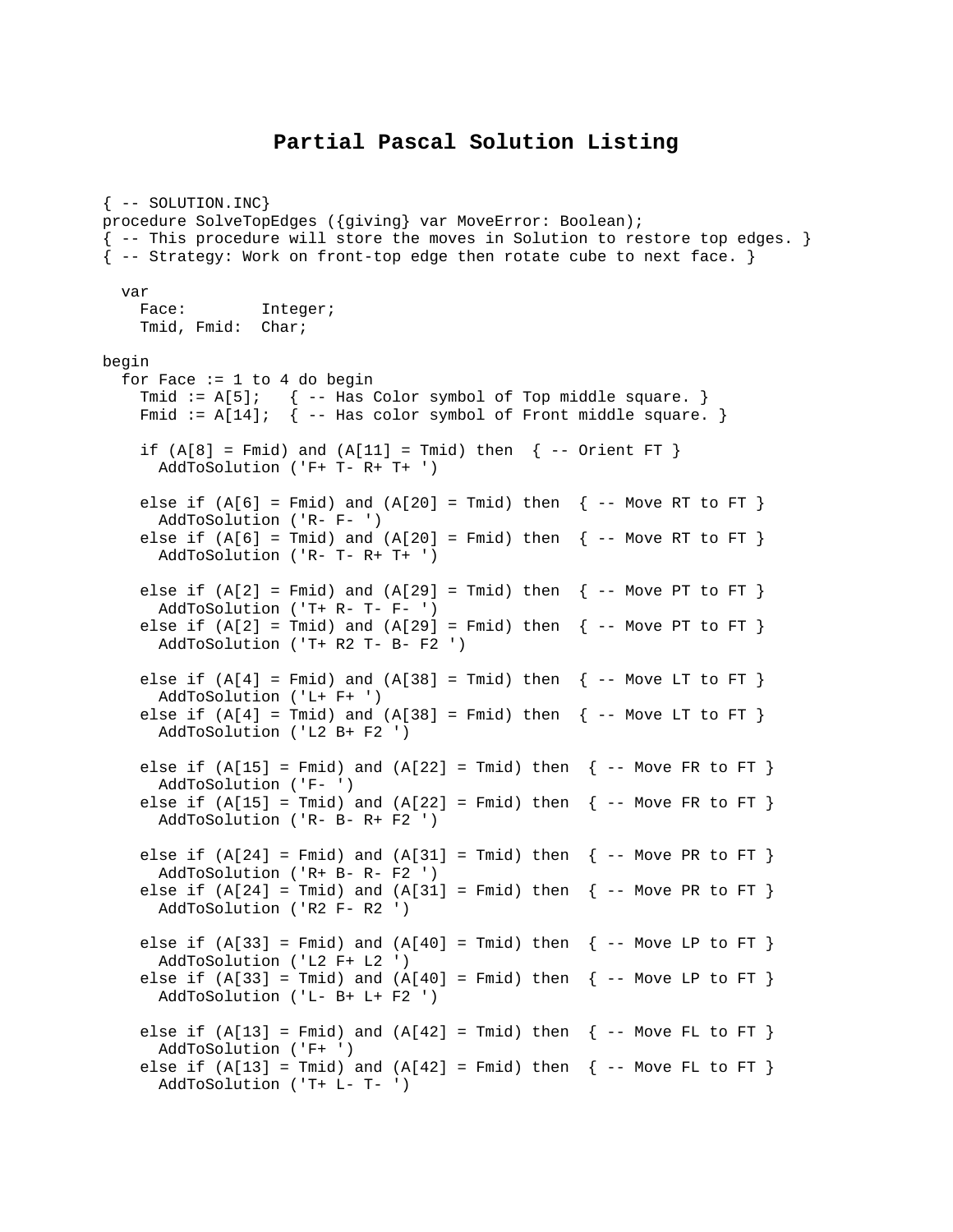# Partial Pascal Solution Listing

```
{ -- SOLUTION.INC}
procedure SolveTopEdges ({giving} var MoveError: Boolean);
{ -- This procedure will store the moves in Solution to restore top edges. }
{ -- Strategy: Work on front-top edge then rotate cube to next face. }

  var
    Face:        Integer;
    Tmid, Fmid:  Char;

begin
  for Face := 1 to 4 do begin
    Tmid := A[5];   { -- Has Color symbol of Top middle square. }
    Fmid := A[14];  { -- Has color symbol of Front middle square. }

    if (A[8] = Fmid) and (A[11] = Tmid) then  { -- Orient FT }
      AddToSolution ('F+ T- R+ T+ ')

    else if (A[6] = Fmid) and (A[20] = Tmid) then  { -- Move RT to FT }
      AddToSolution ('R- F- ')
    else if (A[6] = Tmid) and (A[20] = Fmid) then  { -- Move RT to FT }
      AddToSolution ('R- T- R+ T+ ')

    else if (A[2] = Fmid) and (A[29] = Tmid) then  { -- Move PT to FT }
      AddToSolution ('T+ R- T- F- ')
    else if (A[2] = Tmid) and (A[29] = Fmid) then  { -- Move PT to FT }
      AddToSolution ('T+ R2 T- B- F2 ')

    else if (A[4] = Fmid) and (A[38] = Tmid) then  { -- Move LT to FT }
      AddToSolution ('L+ F+ ')
    else if (A[4] = Tmid) and (A[38] = Fmid) then  { -- Move LT to FT }
      AddToSolution ('L2 B+ F2 ')

    else if (A[15] = Fmid) and (A[22] = Tmid) then  { -- Move FR to FT }
      AddToSolution ('F- ')
    else if (A[15] = Tmid) and (A[22] = Fmid) then  { -- Move FR to FT }
      AddToSolution ('R- B- R+ F2 ')

    else if (A[24] = Fmid) and (A[31] = Tmid) then  { -- Move PR to FT }
      AddToSolution ('R+ B- R- F2 ')
    else if (A[24] = Tmid) and (A[31] = Fmid) then  { -- Move PR to FT }
      AddToSolution ('R2 F- R2 ')

    else if (A[33] = Fmid) and (A[40] = Tmid) then  { -- Move LP to FT }
      AddToSolution ('L2 F+ L2 ')
    else if (A[33] = Tmid) and (A[40] = Fmid) then  { -- Move LP to FT }
      AddToSolution ('L- B+ L+ F2 ')

    else if (A[13] = Fmid) and (A[42] = Tmid) then  { -- Move FL to FT }
      AddToSolution ('F+ ')
    else if (A[13] = Tmid) and (A[42] = Fmid) then  { -- Move FL to FT }
      AddToSolution ('T+ L- T- ')
```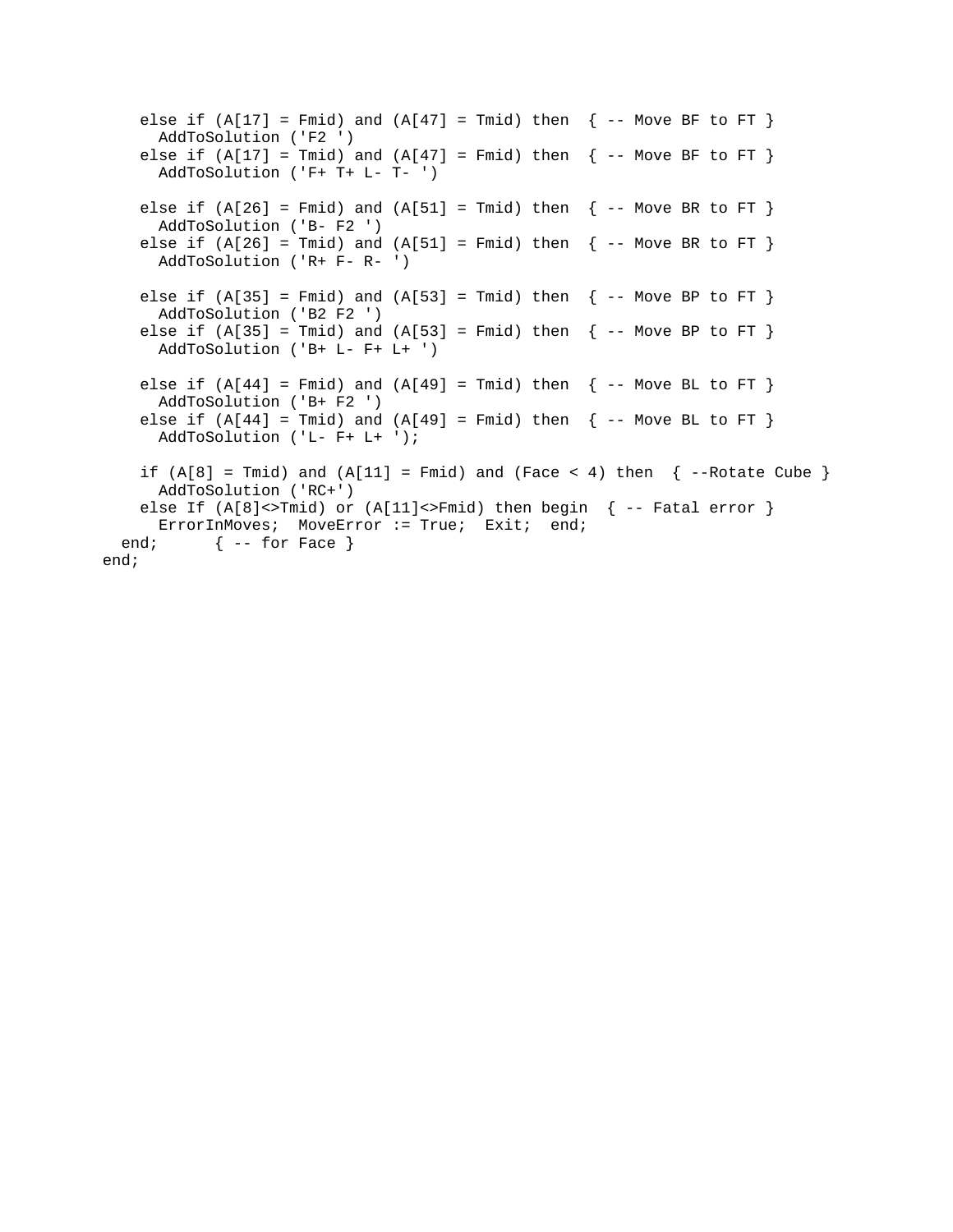```
    else if (A[17] = Fmid) and (A[47] = Tmid) then  { -- Move BF to FT }
      AddToSolution ('F2 ')
    else if (A[17] = Tmid) and (A[47] = Fmid) then  { -- Move BF to FT }
      AddToSolution ('F+ T+ L- T- ')

    else if (A[26] = Fmid) and (A[51] = Tmid) then  { -- Move BR to FT }
      AddToSolution ('B- F2 ')
    else if (A[26] = Tmid) and (A[51] = Fmid) then  { -- Move BR to FT }
      AddToSolution ('R+ F- R- ')

    else if (A[35] = Fmid) and (A[53] = Tmid) then  { -- Move BP to FT }
      AddToSolution ('B2 F2 ')
    else if (A[35] = Tmid) and (A[53] = Fmid) then  { -- Move BP to FT }
      AddToSolution ('B+ L- F+ L+ ')

    else if (A[44] = Fmid) and (A[49] = Tmid) then  { -- Move BL to FT }
      AddToSolution ('B+ F2 ')
    else if (A[44] = Tmid) and (A[49] = Fmid) then  { -- Move BL to FT }
      AddToSolution ('L- F+ L+ ');

    if (A[8] = Tmid) and (A[11] = Fmid) and (Face < 4) then  { --Rotate Cube }
      AddToSolution ('RC+')
    else If (A[8]<>Tmid) or (A[11]<>Fmid) then begin  { -- Fatal error }
      ErrorInMoves;  MoveError := True;  Exit;  end;
  end;      { -- for Face }
end;
```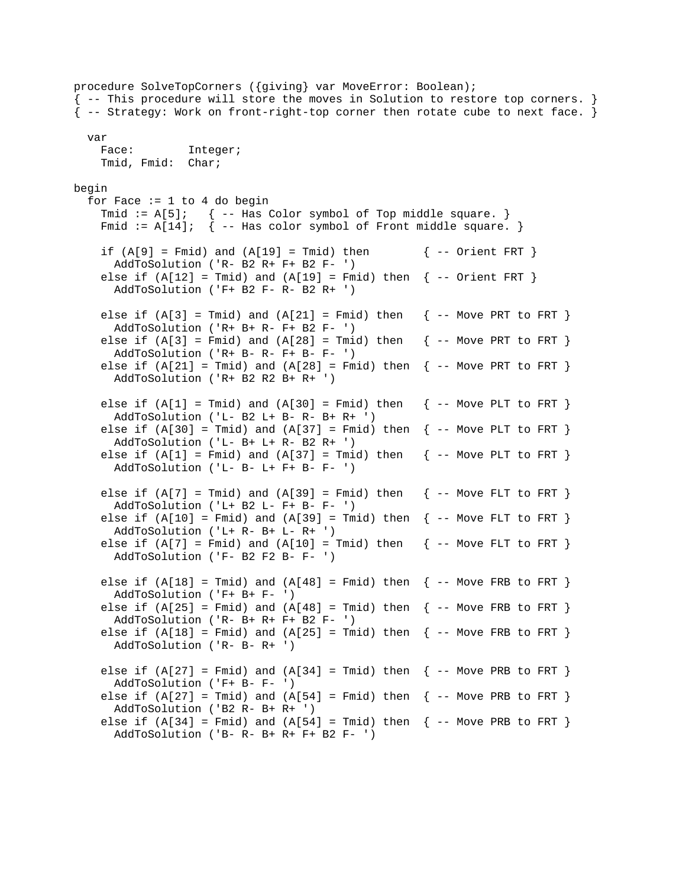```
procedure SolveTopCorners ({giving} var MoveError: Boolean);
{ -- This procedure will store the moves in Solution to restore top corners. }
{ -- Strategy: Work on front-right-top corner then rotate cube to next face. }

  var
    Face:        Integer;
    Tmid, Fmid:  Char;

begin
  for Face := 1 to 4 do begin
    Tmid := A[5];   { -- Has Color symbol of Top middle square. }
    Fmid := A[14];  { -- Has color symbol of Front middle square. }

    if (A[9] = Fmid) and (A[19] = Tmid) then        { -- Orient FRT }
      AddToSolution ('R- B2 R+ F+ B2 F- ')
    else if (A[12] = Tmid) and (A[19] = Fmid) then  { -- Orient FRT }
      AddToSolution ('F+ B2 F- R- B2 R+ ')

    else if (A[3] = Tmid) and (A[21] = Fmid) then   { -- Move PRT to FRT }
      AddToSolution ('R+ B+ R- F+ B2 F- ')
    else if (A[3] = Fmid) and (A[28] = Tmid) then   { -- Move PRT to FRT }
      AddToSolution ('R+ B- R- F+ B- F- ')
    else if (A[21] = Tmid) and (A[28] = Fmid) then  { -- Move PRT to FRT }
      AddToSolution ('R+ B2 R2 B+ R+ ')

    else if (A[1] = Tmid) and (A[30] = Fmid) then   { -- Move PLT to FRT }
      AddToSolution ('L- B2 L+ B- R- B+ R+ ')
    else if (A[30] = Tmid) and (A[37] = Fmid) then  { -- Move PLT to FRT }
      AddToSolution ('L- B+ L+ R- B2 R+ ')
    else if (A[1] = Fmid) and (A[37] = Tmid) then   { -- Move PLT to FRT }
      AddToSolution ('L- B- L+ F+ B- F- ')

    else if (A[7] = Tmid) and (A[39] = Fmid) then   { -- Move FLT to FRT }
      AddToSolution ('L+ B2 L- F+ B- F- ')
    else if (A[10] = Fmid) and (A[39] = Tmid) then  { -- Move FLT to FRT }
      AddToSolution ('L+ R- B+ L- R+ ')
    else if (A[7] = Fmid) and (A[10] = Tmid) then   { -- Move FLT to FRT }
      AddToSolution ('F- B2 F2 B- F- ')

    else if (A[18] = Tmid) and (A[48] = Fmid) then  { -- Move FRB to FRT }
      AddToSolution ('F+ B+ F- ')
    else if (A[25] = Fmid) and (A[48] = Tmid) then  { -- Move FRB to FRT }
      AddToSolution ('R- B+ R+ F+ B2 F- ')
    else if (A[18] = Fmid) and (A[25] = Tmid) then  { -- Move FRB to FRT }
      AddToSolution ('R- B- R+ ')

    else if (A[27] = Fmid) and (A[34] = Tmid) then  { -- Move PRB to FRT }
      AddToSolution ('F+ B- F- ')
    else if (A[27] = Tmid) and (A[54] = Fmid) then  { -- Move PRB to FRT }
      AddToSolution ('B2 R- B+ R+ ')
    else if (A[34] = Fmid) and (A[54] = Tmid) then  { -- Move PRB to FRT }
      AddToSolution ('B- R- B+ R+ F+ B2 F- ')
```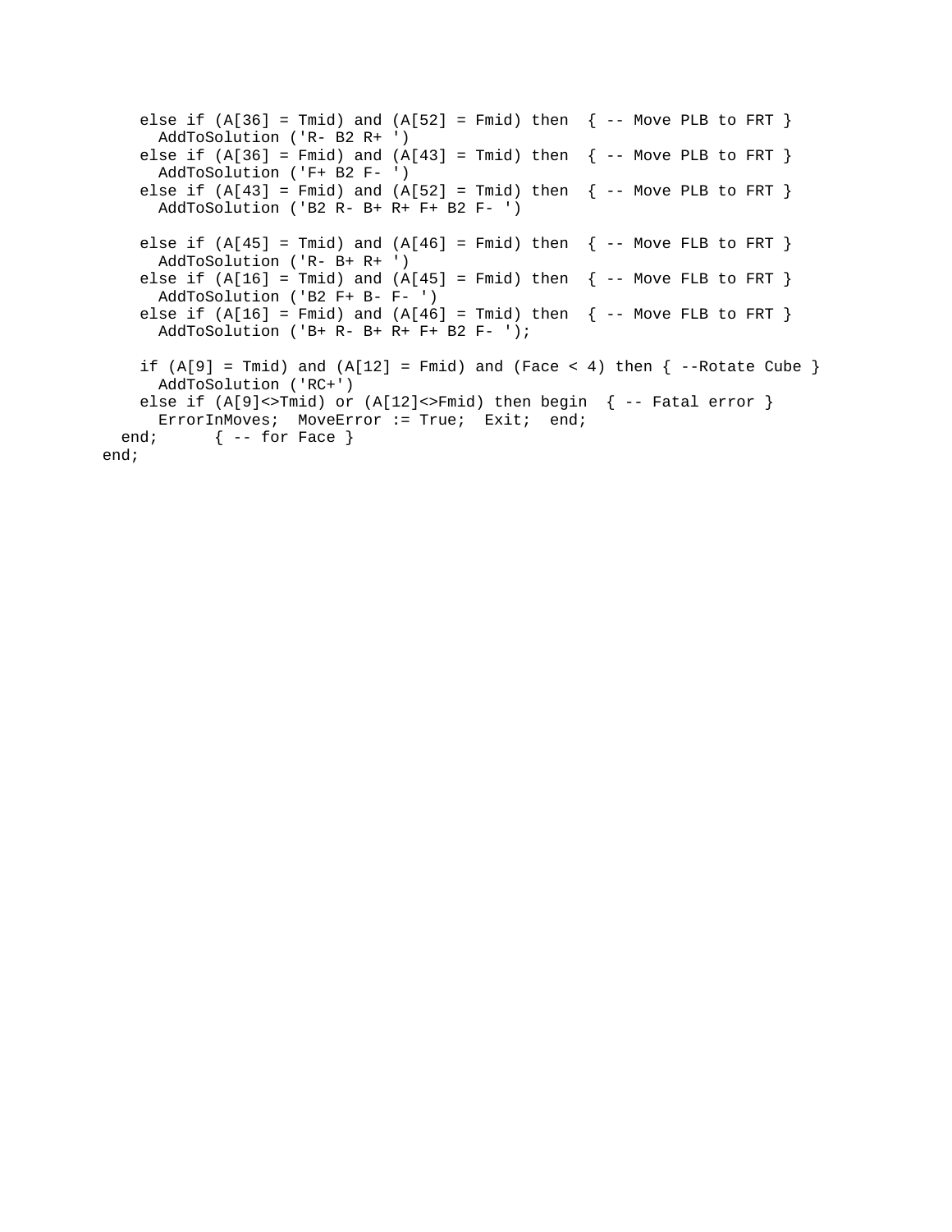```
    else if (A[36] = Tmid) and (A[52] = Fmid) then  { -- Move PLB to FRT }
      AddToSolution ('R- B2 R+ ')
    else if (A[36] = Fmid) and (A[43] = Tmid) then  { -- Move PLB to FRT }
      AddToSolution ('F+ B2 F- ')
    else if (A[43] = Fmid) and (A[52] = Tmid) then  { -- Move PLB to FRT }
      AddToSolution ('B2 R- B+ R+ F+ B2 F- ')

    else if (A[45] = Tmid) and (A[46] = Fmid) then  { -- Move FLB to FRT }
      AddToSolution ('R- B+ R+ ')
    else if (A[16] = Tmid) and (A[45] = Fmid) then  { -- Move FLB to FRT }
      AddToSolution ('B2 F+ B- F- ')
    else if (A[16] = Fmid) and (A[46] = Tmid) then  { -- Move FLB to FRT }
      AddToSolution ('B+ R- B+ R+ F+ B2 F- ');

    if (A[9] = Tmid) and (A[12] = Fmid) and (Face < 4) then { --Rotate Cube }
      AddToSolution ('RC+')
    else if (A[9]<>Tmid) or (A[12]<>Fmid) then begin  { -- Fatal error }
      ErrorInMoves;  MoveError := True;  Exit;  end;
  end;      { -- for Face }
end;
```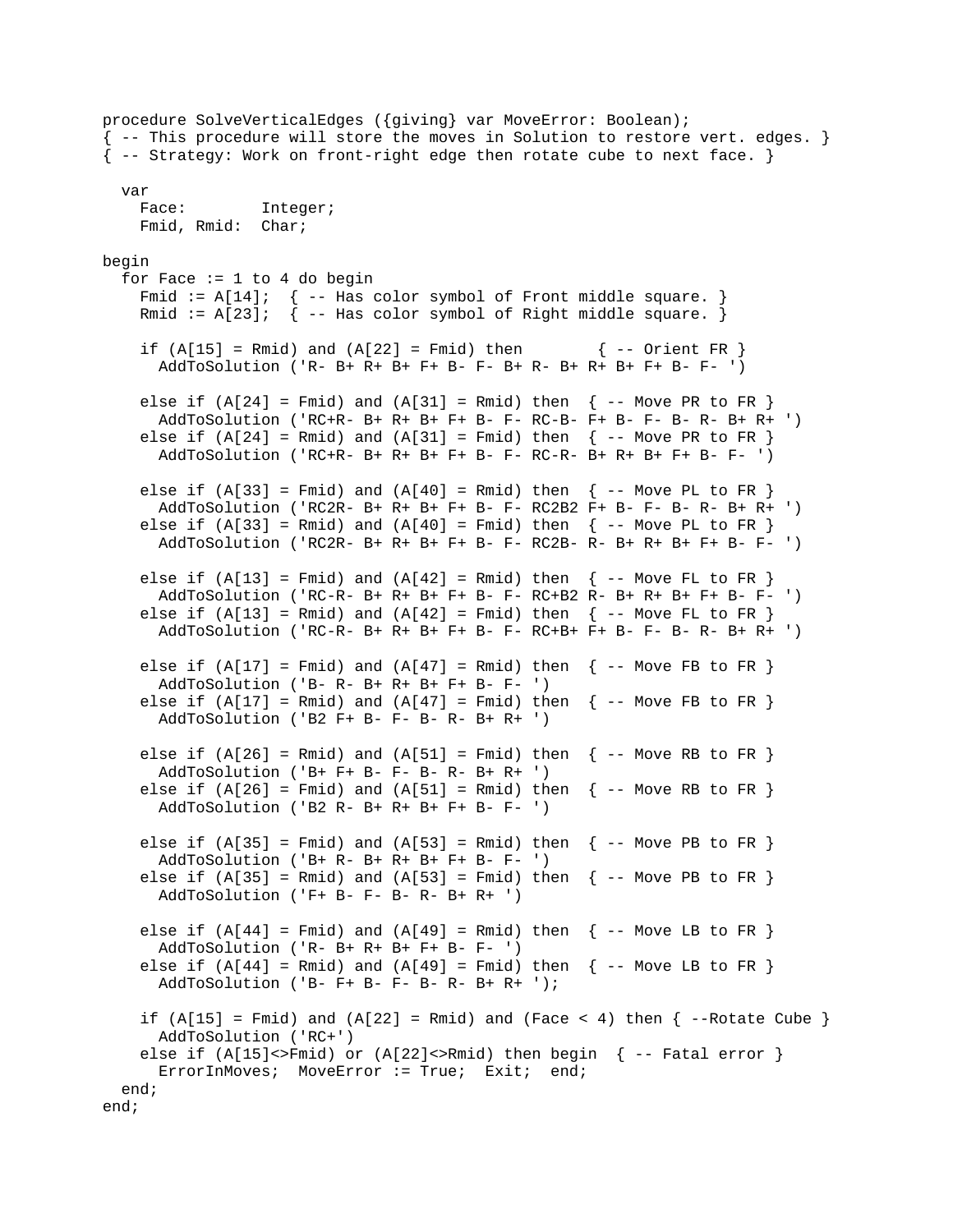```
procedure SolveVerticalEdges ({giving} var MoveError: Boolean);
{ -- This procedure will store the moves in Solution to restore vert. edges. }
{ -- Strategy: Work on front-right edge then rotate cube to next face. }

  var
    Face:        Integer;
    Fmid, Rmid:  Char;

begin
  for Face := 1 to 4 do begin
    Fmid := A[14];  { -- Has color symbol of Front middle square. }
    Rmid := A[23];  { -- Has color symbol of Right middle square. }

    if (A[15] = Rmid) and (A[22] = Fmid) then        { -- Orient FR }
      AddToSolution ('R- B+ R+ B+ F+ B- F- B+ R- B+ R+ B+ F+ B- F- ')

    else if (A[24] = Fmid) and (A[31] = Rmid) then  { -- Move PR to FR }
      AddToSolution ('RC+R- B+ R+ B+ F+ B- F- RC-B- F+ B- F- B- R- B+ R+ ')
    else if (A[24] = Rmid) and (A[31] = Fmid) then  { -- Move PR to FR }
      AddToSolution ('RC+R- B+ R+ B+ F+ B- F- RC-R- B+ R+ B+ F+ B- F- ')

    else if (A[33] = Fmid) and (A[40] = Rmid) then  { -- Move PL to FR }
      AddToSolution ('RC2R- B+ R+ B+ F+ B- F- RC2B2 F+ B- F- B- R- B+ R+ ')
    else if (A[33] = Rmid) and (A[40] = Fmid) then  { -- Move PL to FR }
      AddToSolution ('RC2R- B+ R+ B+ F+ B- F- RC2B- R- B+ R+ B+ F+ B- F- ')

    else if (A[13] = Fmid) and (A[42] = Rmid) then  { -- Move FL to FR }
      AddToSolution ('RC-R- B+ R+ B+ F+ B- F- RC+B2 R- B+ R+ B+ F+ B- F- ')
    else if (A[13] = Rmid) and (A[42] = Fmid) then  { -- Move FL to FR }
      AddToSolution ('RC-R- B+ R+ B+ F+ B- F- RC+B+ F+ B- F- B- R- B+ R+ ')

    else if (A[17] = Fmid) and (A[47] = Rmid) then  { -- Move FB to FR }
      AddToSolution ('B- R- B+ R+ B+ F+ B- F- ')
    else if (A[17] = Rmid) and (A[47] = Fmid) then  { -- Move FB to FR }
      AddToSolution ('B2 F+ B- F- B- R- B+ R+ ')

    else if (A[26] = Rmid) and (A[51] = Fmid) then  { -- Move RB to FR }
      AddToSolution ('B+ F+ B- F- B- R- B+ R+ ')
    else if (A[26] = Fmid) and (A[51] = Rmid) then  { -- Move RB to FR }
      AddToSolution ('B2 R- B+ R+ B+ F+ B- F- ')

    else if (A[35] = Fmid) and (A[53] = Rmid) then  { -- Move PB to FR }
      AddToSolution ('B+ R- B+ R+ B+ F+ B- F- ')
    else if (A[35] = Rmid) and (A[53] = Fmid) then  { -- Move PB to FR }
      AddToSolution ('F+ B- F- B- R- B+ R+ ')

    else if (A[44] = Fmid) and (A[49] = Rmid) then  { -- Move LB to FR }
      AddToSolution ('R- B+ R+ B+ F+ B- F- ')
    else if (A[44] = Rmid) and (A[49] = Fmid) then  { -- Move LB to FR }
      AddToSolution ('B- F+ B- F- B- R- B+ R+ ');

    if (A[15] = Fmid) and (A[22] = Rmid) and (Face < 4) then { --Rotate Cube }
      AddToSolution ('RC+')
    else if (A[15]<>Fmid) or (A[22]<>Rmid) then begin  { -- Fatal error }
      ErrorInMoves;  MoveError := True;  Exit;  end;
  end;
end;
```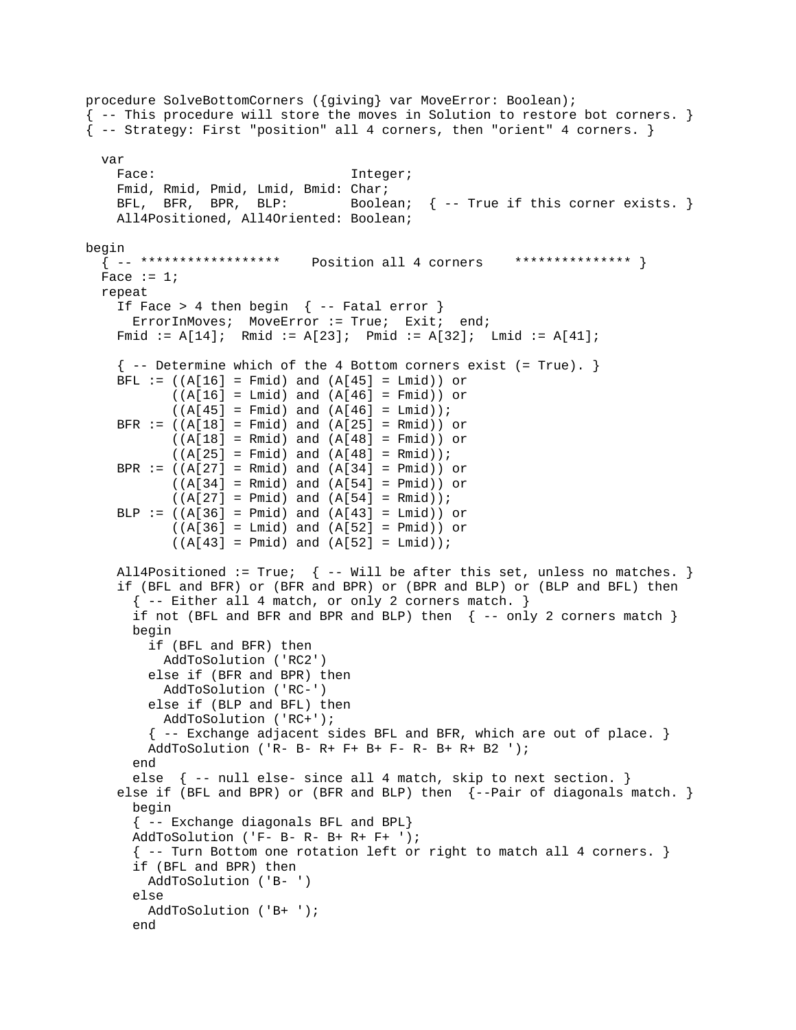```
procedure SolveBottomCorners ({giving} var MoveError: Boolean);
{ -- This procedure will store the moves in Solution to restore bot corners. }
{ -- Strategy: First "position" all 4 corners, then "orient" 4 corners. }

  var
    Face:                        Integer;
    Fmid, Rmid, Pmid, Lmid, Bmid: Char;
    BFL,  BFR,  BPR,  BLP:        Boolean;  { -- True if this corner exists. }
    All4Positioned, All4Oriented: Boolean;

begin
  { -- ******************    Position all 4 corners    *************** }
  Face := 1;
  repeat
    If Face > 4 then begin  { -- Fatal error }
      ErrorInMoves;  MoveError := True;  Exit;  end;
    Fmid := A[14];  Rmid := A[23];  Pmid := A[32];  Lmid := A[41];

    { -- Determine which of the 4 Bottom corners exist (= True). }
    BFL := ((A[16] = Fmid) and (A[45] = Lmid)) or
           ((A[16] = Lmid) and (A[46] = Fmid)) or
           ((A[45] = Fmid) and (A[46] = Lmid));
    BFR := ((A[18] = Fmid) and (A[25] = Rmid)) or
           ((A[18] = Rmid) and (A[48] = Fmid)) or
           ((A[25] = Fmid) and (A[48] = Rmid));
    BPR := ((A[27] = Rmid) and (A[34] = Pmid)) or
           ((A[34] = Rmid) and (A[54] = Pmid)) or
           ((A[27] = Pmid) and (A[54] = Rmid));
    BLP := ((A[36] = Pmid) and (A[43] = Lmid)) or
           ((A[36] = Lmid) and (A[52] = Pmid)) or
           ((A[43] = Pmid) and (A[52] = Lmid));

    All4Positioned := True;  { -- Will be after this set, unless no matches. }
    if (BFL and BFR) or (BFR and BPR) or (BPR and BLP) or (BLP and BFL) then
      { -- Either all 4 match, or only 2 corners match. }
      if not (BFL and BFR and BPR and BLP) then  { -- only 2 corners match }
      begin
        if (BFL and BFR) then
          AddToSolution ('RC2')
        else if (BFR and BPR) then
          AddToSolution ('RC-')
        else if (BLP and BFL) then
          AddToSolution ('RC+');
        { -- Exchange adjacent sides BFL and BFR, which are out of place. }
        AddToSolution ('R- B- R+ F+ B+ F- R- B+ R+ B2 ');
      end
      else  { -- null else- since all 4 match, skip to next section. }
    else if (BFL and BPR) or (BFR and BLP) then  {--Pair of diagonals match. }
      begin
      { -- Exchange diagonals BFL and BPL}
      AddToSolution ('F- B- R- B+ R+ F+ ');
      { -- Turn Bottom one rotation left or right to match all 4 corners. }
      if (BFL and BPR) then
        AddToSolution ('B- ')
      else
        AddToSolution ('B+ ');
      end
```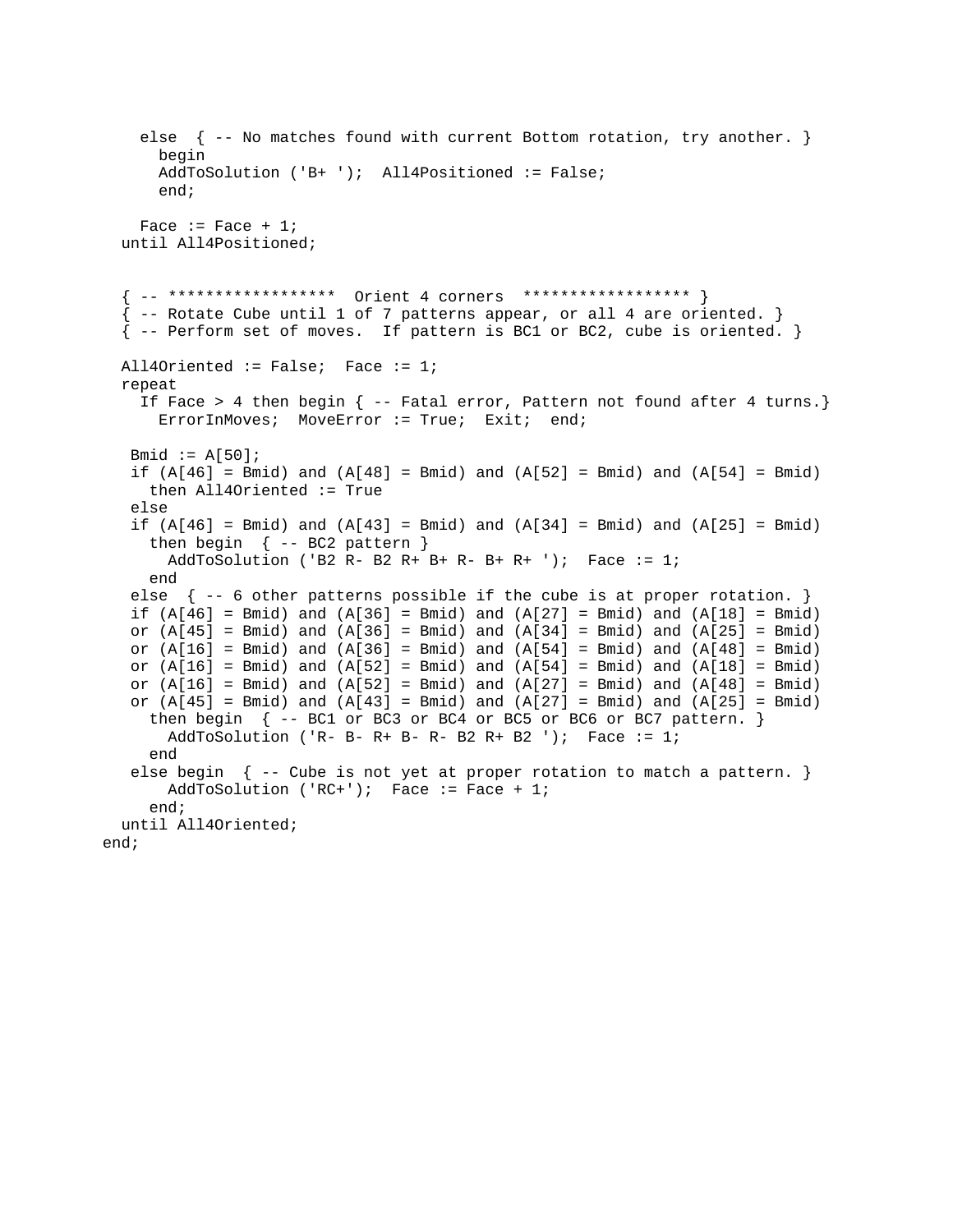```
    else  { -- No matches found with current Bottom rotation, try another. }
      begin
      AddToSolution ('B+ ');  All4Positioned := False;
      end;

    Face := Face + 1;
  until All4Positioned;


  { -- ******************  Orient 4 corners  ****************** }
  { -- Rotate Cube until 1 of 7 patterns appear, or all 4 are oriented. }
  { -- Perform set of moves.  If pattern is BC1 or BC2, cube is oriented. }

  All4Oriented := False;  Face := 1;
  repeat
    If Face > 4 then begin { -- Fatal error, Pattern not found after 4 turns.}
      ErrorInMoves;  MoveError := True;  Exit;  end;

   Bmid := A[50];
   if (A[46] = Bmid) and (A[48] = Bmid) and (A[52] = Bmid) and (A[54] = Bmid)
     then All4Oriented := True
   else
   if (A[46] = Bmid) and (A[43] = Bmid) and (A[34] = Bmid) and (A[25] = Bmid)
     then begin  { -- BC2 pattern }
       AddToSolution ('B2 R- B2 R+ B+ R- B+ R+ ');  Face := 1;
     end
   else  { -- 6 other patterns possible if the cube is at proper rotation. }
   if (A[46] = Bmid) and (A[36] = Bmid) and (A[27] = Bmid) and (A[18] = Bmid)
   or (A[45] = Bmid) and (A[36] = Bmid) and (A[34] = Bmid) and (A[25] = Bmid)
   or (A[16] = Bmid) and (A[36] = Bmid) and (A[54] = Bmid) and (A[48] = Bmid)
   or (A[16] = Bmid) and (A[52] = Bmid) and (A[54] = Bmid) and (A[18] = Bmid)
   or (A[16] = Bmid) and (A[52] = Bmid) and (A[27] = Bmid) and (A[48] = Bmid)
   or (A[45] = Bmid) and (A[43] = Bmid) and (A[27] = Bmid) and (A[25] = Bmid)
     then begin  { -- BC1 or BC3 or BC4 or BC5 or BC6 or BC7 pattern. }
       AddToSolution ('R- B- R+ B- R- B2 R+ B2 ');  Face := 1;
     end
   else begin  { -- Cube is not yet at proper rotation to match a pattern. }
       AddToSolution ('RC+');  Face := Face + 1;
     end;
  until All4Oriented;
end;
```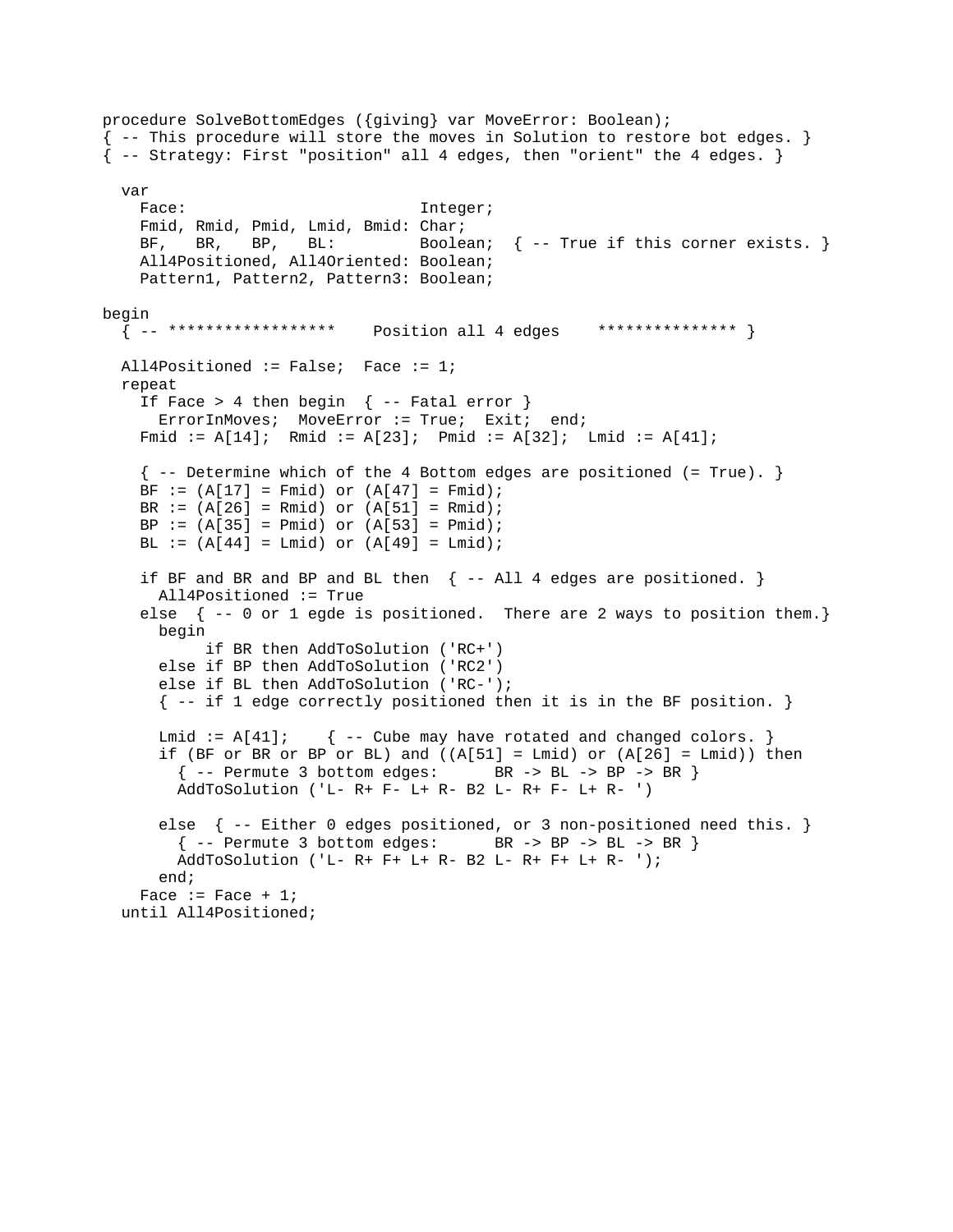```
procedure SolveBottomEdges ({giving} var MoveError: Boolean);
{ -- This procedure will store the moves in Solution to restore bot edges. }
{ -- Strategy: First "position" all 4 edges, then "orient" the 4 edges. }

  var
    Face:                         Integer;
    Fmid, Rmid, Pmid, Lmid, Bmid: Char;
    BF,   BR,   BP,   BL:         Boolean;  { -- True if this corner exists. }
    All4Positioned, All4Oriented: Boolean;
    Pattern1, Pattern2, Pattern3: Boolean;

begin
  { -- ******************    Position all 4 edges    *************** }

  All4Positioned := False;  Face := 1;
  repeat
    If Face > 4 then begin  { -- Fatal error }
      ErrorInMoves;  MoveError := True;  Exit;  end;
    Fmid := A[14];  Rmid := A[23];  Pmid := A[32];  Lmid := A[41];

    { -- Determine which of the 4 Bottom edges are positioned (= True). }
    BF := (A[17] = Fmid) or (A[47] = Fmid);
    BR := (A[26] = Rmid) or (A[51] = Rmid);
    BP := (A[35] = Pmid) or (A[53] = Pmid);
    BL := (A[44] = Lmid) or (A[49] = Lmid);

    if BF and BR and BP and BL then  { -- All 4 edges are positioned. }
      All4Positioned := True
    else  { -- 0 or 1 egde is positioned.  There are 2 ways to position them.}
      begin
           if BR then AddToSolution ('RC+')
      else if BP then AddToSolution ('RC2')
      else if BL then AddToSolution ('RC-');
      { -- if 1 edge correctly positioned then it is in the BF position. }

      Lmid := A[41];    { -- Cube may have rotated and changed colors. }
      if (BF or BR or BP or BL) and ((A[51] = Lmid) or (A[26] = Lmid)) then
        { -- Permute 3 bottom edges:      BR -> BL -> BP -> BR }
        AddToSolution ('L- R+ F- L+ R- B2 L- R+ F- L+ R- ')

      else  { -- Either 0 edges positioned, or 3 non-positioned need this. }
        { -- Permute 3 bottom edges:      BR -> BP -> BL -> BR }
        AddToSolution ('L- R+ F+ L+ R- B2 L- R+ F+ L+ R- ');
      end;
    Face := Face + 1;
  until All4Positioned;
```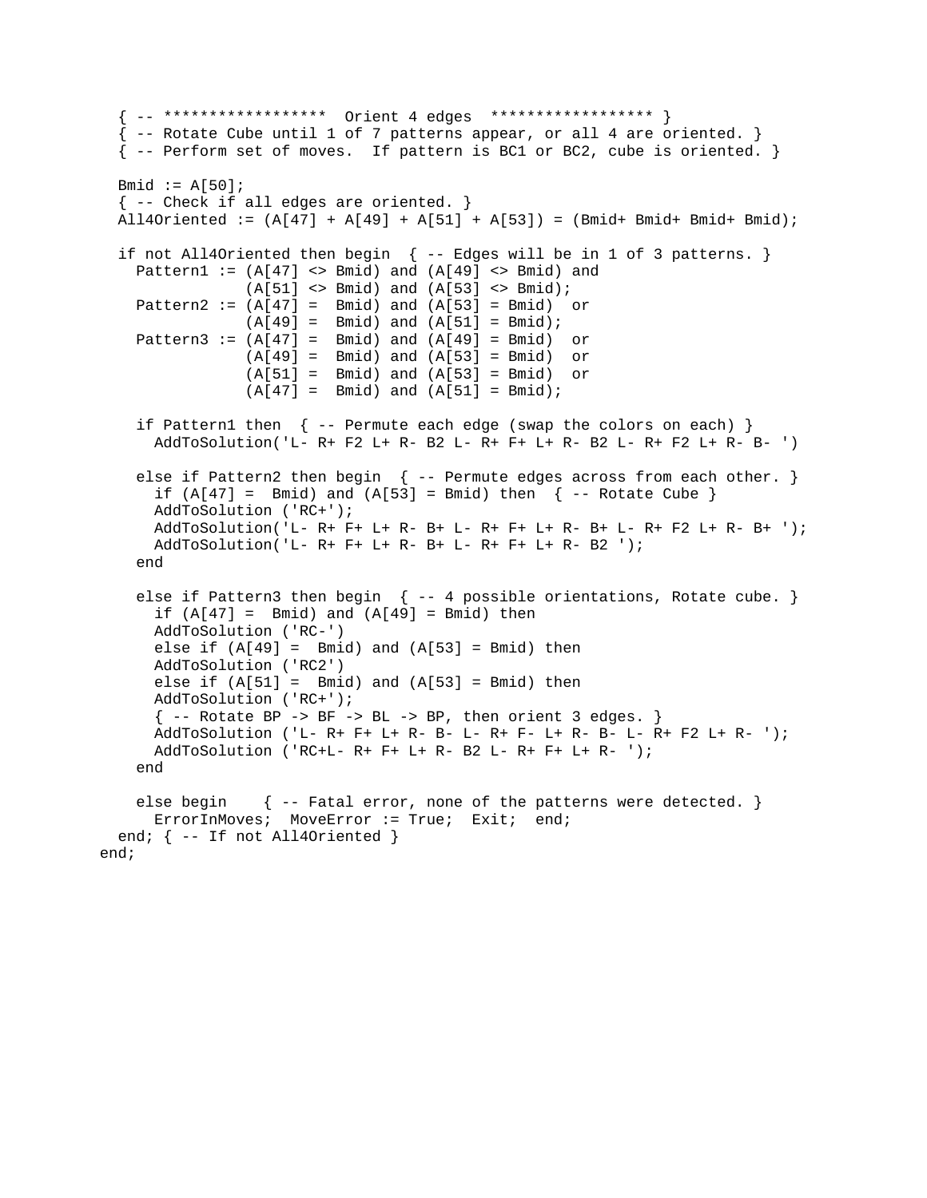```
  { -- ******************  Orient 4 edges  ****************** }
  { -- Rotate Cube until 1 of 7 patterns appear, or all 4 are oriented. }
  { -- Perform set of moves.  If pattern is BC1 or BC2, cube is oriented. }

  Bmid := A[50];
  { -- Check if all edges are oriented. }
  All4Oriented := (A[47] + A[49] + A[51] + A[53]) = (Bmid+ Bmid+ Bmid+ Bmid);

  if not All4Oriented then begin  { -- Edges will be in 1 of 3 patterns. }
    Pattern1 := (A[47] <> Bmid) and (A[49] <> Bmid) and
                (A[51] <> Bmid) and (A[53] <> Bmid);
    Pattern2 := (A[47] =  Bmid) and (A[53] = Bmid)  or
                (A[49] =  Bmid) and (A[51] = Bmid);
    Pattern3 := (A[47] =  Bmid) and (A[49] = Bmid)  or
                (A[49] =  Bmid) and (A[53] = Bmid)  or
                (A[51] =  Bmid) and (A[53] = Bmid)  or
                (A[47] =  Bmid) and (A[51] = Bmid);

    if Pattern1 then  { -- Permute each edge (swap the colors on each) }
      AddToSolution('L- R+ F2 L+ R- B2 L- R+ F+ L+ R- B2 L- R+ F2 L+ R- B- ')

    else if Pattern2 then begin  { -- Permute edges across from each other. }
      if (A[47] =  Bmid) and (A[53] = Bmid) then  { -- Rotate Cube }
      AddToSolution ('RC+');
      AddToSolution('L- R+ F+ L+ R- B+ L- R+ F+ L+ R- B+ L- R+ F2 L+ R- B+ ');
      AddToSolution('L- R+ F+ L+ R- B+ L- R+ F+ L+ R- B2 ');
    end

    else if Pattern3 then begin  { -- 4 possible orientations, Rotate cube. }
      if (A[47] =  Bmid) and (A[49] = Bmid) then
      AddToSolution ('RC-')
      else if (A[49] =  Bmid) and (A[53] = Bmid) then
      AddToSolution ('RC2')
      else if (A[51] =  Bmid) and (A[53] = Bmid) then
      AddToSolution ('RC+');
      { -- Rotate BP -> BF -> BL -> BP, then orient 3 edges. }
      AddToSolution ('L- R+ F+ L+ R- B- L- R+ F- L+ R- B- L- R+ F2 L+ R- ');
      AddToSolution ('RC+L- R+ F+ L+ R- B2 L- R+ F+ L+ R- ');
    end

    else begin    { -- Fatal error, none of the patterns were detected. }
      ErrorInMoves;  MoveError := True;  Exit;  end;
  end; { -- If not All4Oriented }
end;
```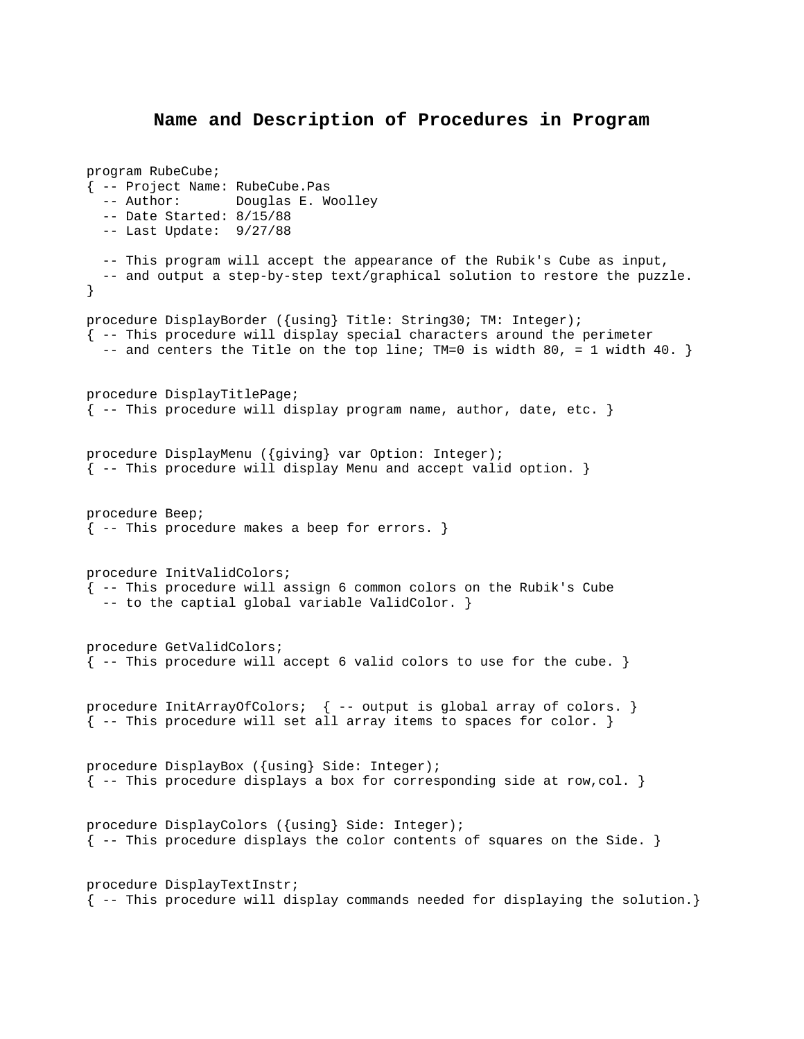# Name and Description of Procedures in Program

```
program RubeCube;
{ -- Project Name: RubeCube.Pas
  -- Author:       Douglas E. Woolley
  -- Date Started: 8/15/88
  -- Last Update:  9/27/88

  -- This program will accept the appearance of the Rubik's Cube as input,
  -- and output a step-by-step text/graphical solution to restore the puzzle.
}

procedure DisplayBorder ({using} Title: String30; TM: Integer);
{ -- This procedure will display special characters around the perimeter
  -- and centers the Title on the top line; TM=0 is width 80, = 1 width 40. }


procedure DisplayTitlePage;
{ -- This procedure will display program name, author, date, etc. }


procedure DisplayMenu ({giving} var Option: Integer);
{ -- This procedure will display Menu and accept valid option. }


procedure Beep;
{ -- This procedure makes a beep for errors. }


procedure InitValidColors;
{ -- This procedure will assign 6 common colors on the Rubik's Cube
  -- to the captial global variable ValidColor. }


procedure GetValidColors;
{ -- This procedure will accept 6 valid colors to use for the cube. }


procedure InitArrayOfColors;  { -- output is global array of colors. }
{ -- This procedure will set all array items to spaces for color. }


procedure DisplayBox ({using} Side: Integer);
{ -- This procedure displays a box for corresponding side at row,col. }


procedure DisplayColors ({using} Side: Integer);
{ -- This procedure displays the color contents of squares on the Side. }


procedure DisplayTextInstr;
{ -- This procedure will display commands needed for displaying the solution.}
```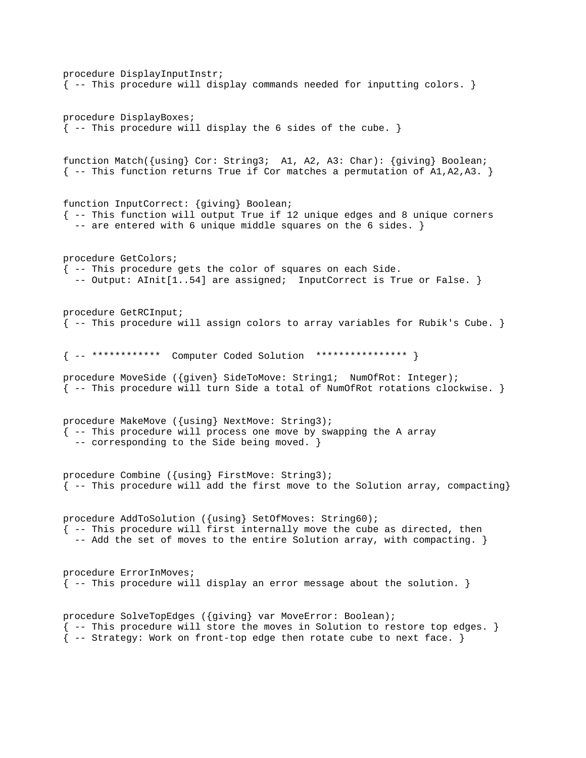```
procedure DisplayInputInstr;
{ -- This procedure will display commands needed for inputting colors. }


procedure DisplayBoxes;
{ -- This procedure will display the 6 sides of the cube. }


function Match({using} Cor: String3;  A1, A2, A3: Char): {giving} Boolean;
{ -- This function returns True if Cor matches a permutation of A1,A2,A3. }


function InputCorrect: {giving} Boolean;
{ -- This function will output True if 12 unique edges and 8 unique corners
  -- are entered with 6 unique middle squares on the 6 sides. }


procedure GetColors;
{ -- This procedure gets the color of squares on each Side.
  -- Output: AInit[1..54] are assigned;  InputCorrect is True or False. }


procedure GetRCInput;
{ -- This procedure will assign colors to array variables for Rubik's Cube. }


{ -- ************  Computer Coded Solution  **************** }

procedure MoveSide ({given} SideToMove: String1;  NumOfRot: Integer);
{ -- This procedure will turn Side a total of NumOfRot rotations clockwise. }


procedure MakeMove ({using} NextMove: String3);
{ -- This procedure will process one move by swapping the A array
  -- corresponding to the Side being moved. }


procedure Combine ({using} FirstMove: String3);
{ -- This procedure will add the first move to the Solution array, compacting}


procedure AddToSolution ({using} SetOfMoves: String60);
{ -- This procedure will first internally move the cube as directed, then
  -- Add the set of moves to the entire Solution array, with compacting. }


procedure ErrorInMoves;
{ -- This procedure will display an error message about the solution. }


procedure SolveTopEdges ({giving} var MoveError: Boolean);
{ -- This procedure will store the moves in Solution to restore top edges. }
{ -- Strategy: Work on front-top edge then rotate cube to next face. }
```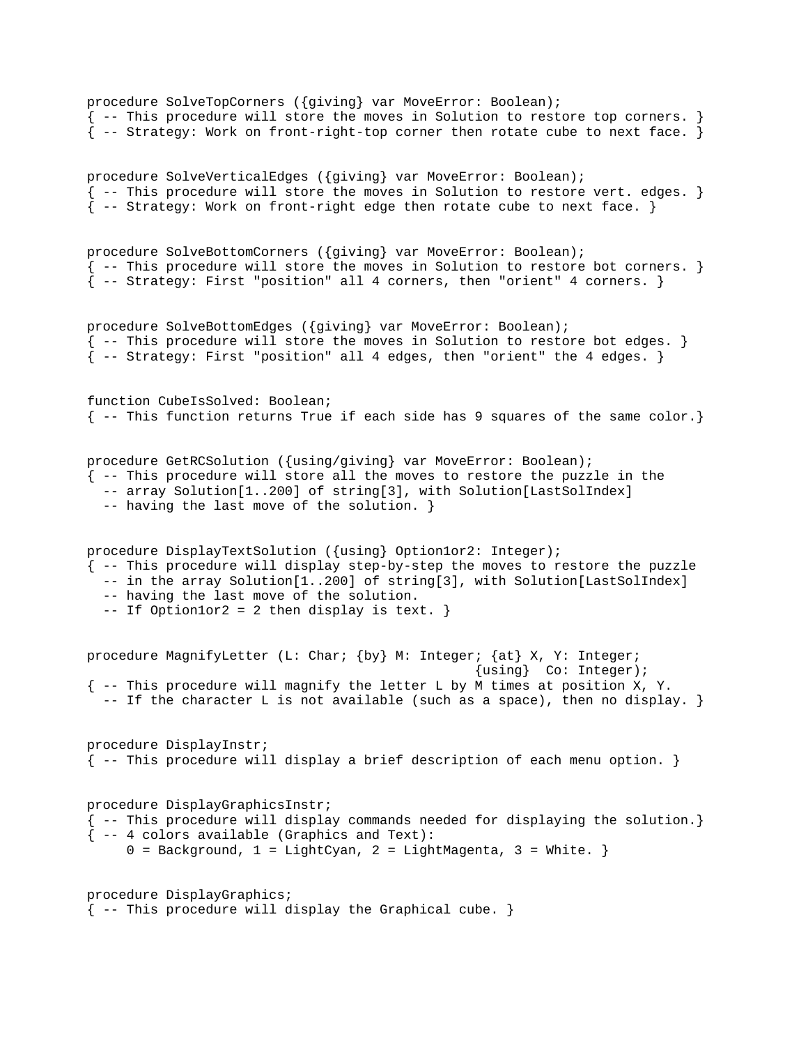```
procedure SolveTopCorners ({giving} var MoveError: Boolean);
{ -- This procedure will store the moves in Solution to restore top corners. }
{ -- Strategy: Work on front-right-top corner then rotate cube to next face. }


procedure SolveVerticalEdges ({giving} var MoveError: Boolean);
{ -- This procedure will store the moves in Solution to restore vert. edges. }
{ -- Strategy: Work on front-right edge then rotate cube to next face. }


procedure SolveBottomCorners ({giving} var MoveError: Boolean);
{ -- This procedure will store the moves in Solution to restore bot corners. }
{ -- Strategy: First "position" all 4 corners, then "orient" 4 corners. }


procedure SolveBottomEdges ({giving} var MoveError: Boolean);
{ -- This procedure will store the moves in Solution to restore bot edges. }
{ -- Strategy: First "position" all 4 edges, then "orient" the 4 edges. }


function CubeIsSolved: Boolean;
{ -- This function returns True if each side has 9 squares of the same color.}


procedure GetRCSolution ({using/giving} var MoveError: Boolean);
{ -- This procedure will store all the moves to restore the puzzle in the
  -- array Solution[1..200] of string[3], with Solution[LastSolIndex]
  -- having the last move of the solution. }


procedure DisplayTextSolution ({using} Option1or2: Integer);
{ -- This procedure will display step-by-step the moves to restore the puzzle
  -- in the array Solution[1..200] of string[3], with Solution[LastSolIndex]
  -- having the last move of the solution.
  -- If Option1or2 = 2 then display is text. }


procedure MagnifyLetter (L: Char; {by} M: Integer; {at} X, Y: Integer;
                                                 {using}  Co: Integer);
{ -- This procedure will magnify the letter L by M times at position X, Y.
  -- If the character L is not available (such as a space), then no display. }


procedure DisplayInstr;
{ -- This procedure will display a brief description of each menu option. }


procedure DisplayGraphicsInstr;
{ -- This procedure will display commands needed for displaying the solution.}
{ -- 4 colors available (Graphics and Text):
     0 = Background, 1 = LightCyan, 2 = LightMagenta, 3 = White. }


procedure DisplayGraphics;
{ -- This procedure will display the Graphical cube. }
```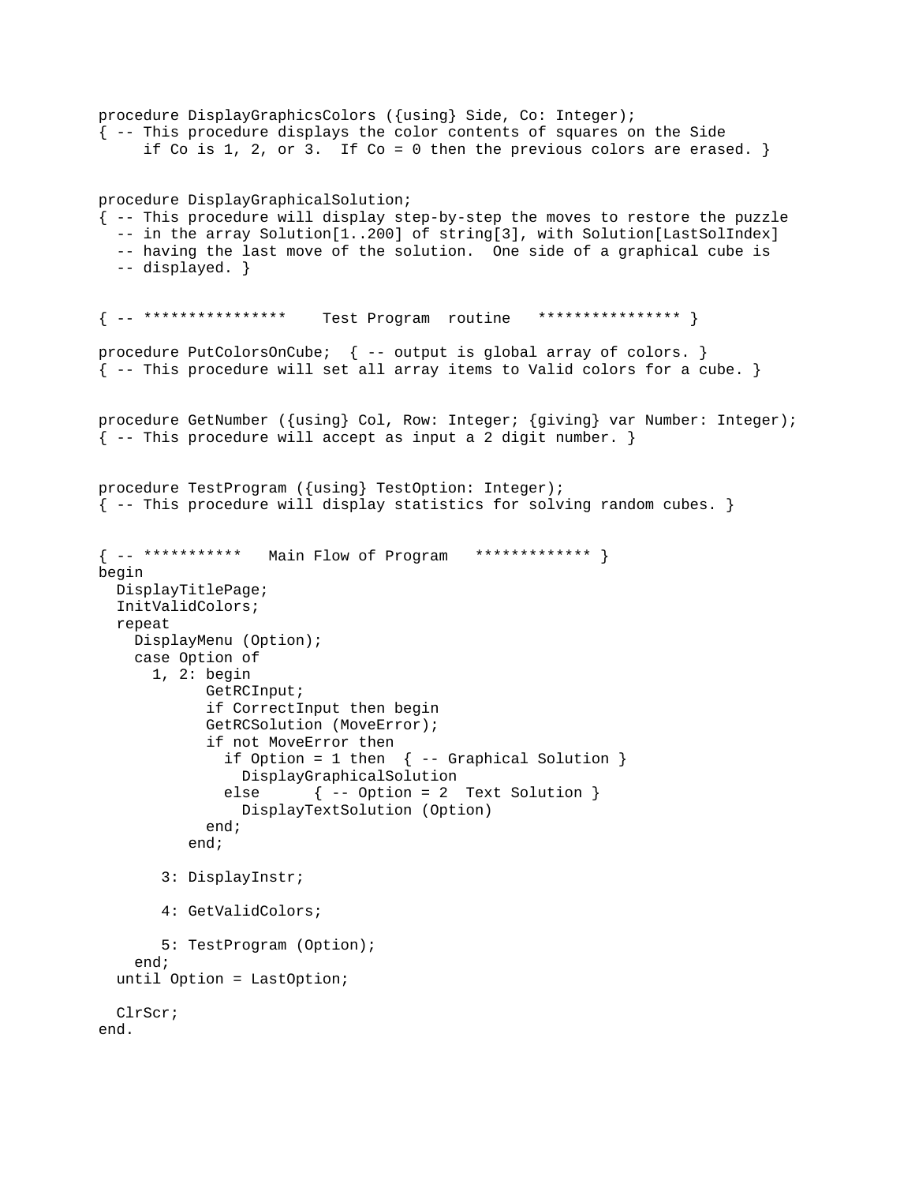```
procedure DisplayGraphicsColors ({using} Side, Co: Integer);
{ -- This procedure displays the color contents of squares on the Side
     if Co is 1, 2, or 3.  If Co = 0 then the previous colors are erased. }


procedure DisplayGraphicalSolution;
{ -- This procedure will display step-by-step the moves to restore the puzzle
  -- in the array Solution[1..200] of string[3], with Solution[LastSolIndex]
  -- having the last move of the solution.  One side of a graphical cube is
  -- displayed. }


{ -- ****************    Test Program  routine   **************** }

procedure PutColorsOnCube;  { -- output is global array of colors. }
{ -- This procedure will set all array items to Valid colors for a cube. }


procedure GetNumber ({using} Col, Row: Integer; {giving} var Number: Integer);
{ -- This procedure will accept as input a 2 digit number. }


procedure TestProgram ({using} TestOption: Integer);
{ -- This procedure will display statistics for solving random cubes. }


{ -- ***********   Main Flow of Program   ************* }
begin
  DisplayTitlePage;
  InitValidColors;
  repeat
    DisplayMenu (Option);
    case Option of
      1, 2: begin
            GetRCInput;
            if CorrectInput then begin
            GetRCSolution (MoveError);
            if not MoveError then
              if Option = 1 then  { -- Graphical Solution }
                DisplayGraphicalSolution
              else      { -- Option = 2  Text Solution }
                DisplayTextSolution (Option)
            end;
          end;

       3: DisplayInstr;

       4: GetValidColors;

       5: TestProgram (Option);
    end;
  until Option = LastOption;

  ClrScr;
end.
```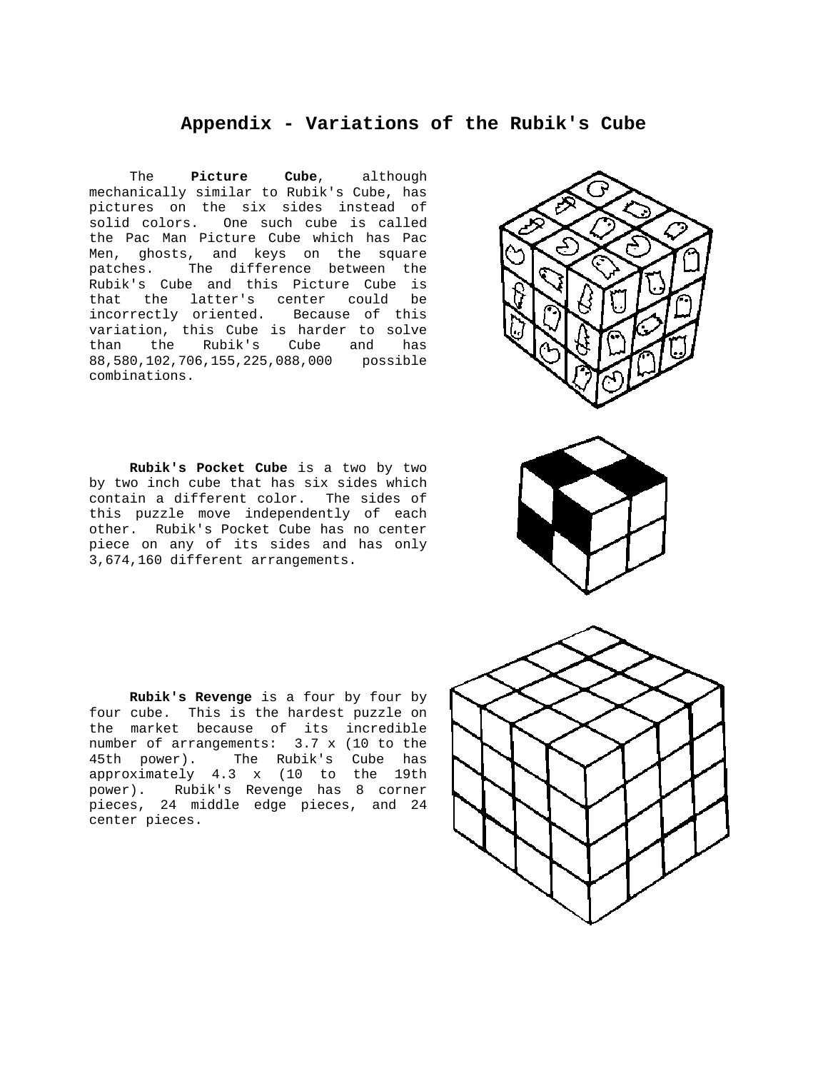# Appendix - Variations of the Rubik's Cube

The **Picture Cube**, although mechanically similar to Rubik's Cube, has pictures on the six sides instead of solid colors. One such cube is called the Pac Man Picture Cube which has Pac Men, ghosts, and keys on the square patches. The difference between the Rubik's Cube and this Picture Cube is that the latter's center could be incorrectly oriented. Because of this variation, this Cube is harder to solve than the Rubik's Cube and has 88,580,102,706,155,225,088,000 possible combinations.

**Rubik's Pocket Cube** is a two by two by two inch cube that has six sides which contain a different color. The sides of this puzzle move independently of each other. Rubik's Pocket Cube has no center piece on any of its sides and has only 3,674,160 different arrangements.

**Rubik's Revenge** is a four by four by four cube. This is the hardest puzzle on the market because of its incredible number of arrangements: 3.7 x (10 to the 45th power). The Rubik's Cube has approximately 4.3 x (10 to the 19th power). Rubik's Revenge has 8 corner pieces, 24 middle edge pieces, and 24 center pieces.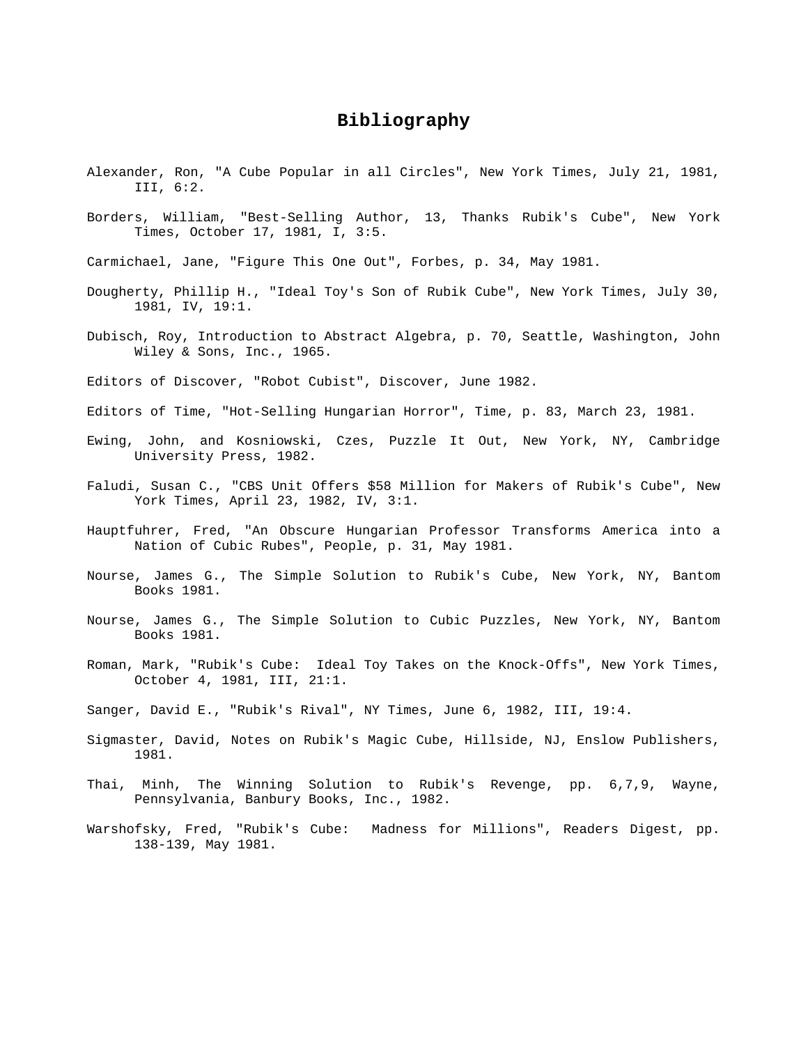# Bibliography

Alexander, Ron, "A Cube Popular in all Circles", New York Times, July 21, 1981, III, 6:2.

Borders, William, "Best-Selling Author, 13, Thanks Rubik's Cube", New York Times, October 17, 1981, I, 3:5.

Carmichael, Jane, "Figure This One Out", Forbes, p. 34, May 1981.

Dougherty, Phillip H., "Ideal Toy's Son of Rubik Cube", New York Times, July 30, 1981, IV, 19:1.

Dubisch, Roy, Introduction to Abstract Algebra, p. 70, Seattle, Washington, John Wiley & Sons, Inc., 1965.

Editors of Discover, "Robot Cubist", Discover, June 1982.

Editors of Time, "Hot-Selling Hungarian Horror", Time, p. 83, March 23, 1981.

Ewing, John, and Kosniowski, Czes, Puzzle It Out, New York, NY, Cambridge University Press, 1982.

Faludi, Susan C., "CBS Unit Offers $58 Million for Makers of Rubik's Cube", New York Times, April 23, 1982, IV, 3:1.

Hauptfuhrer, Fred, "An Obscure Hungarian Professor Transforms America into a Nation of Cubic Rubes", People, p. 31, May 1981.

Nourse, James G., The Simple Solution to Rubik's Cube, New York, NY, Bantom Books 1981.

Nourse, James G., The Simple Solution to Cubic Puzzles, New York, NY, Bantom Books 1981.

Roman, Mark, "Rubik's Cube: Ideal Toy Takes on the Knock-Offs", New York Times, October 4, 1981, III, 21:1.

Sanger, David E., "Rubik's Rival", NY Times, June 6, 1982, III, 19:4.

Sigmaster, David, Notes on Rubik's Magic Cube, Hillside, NJ, Enslow Publishers, 1981.

Thai, Minh, The Winning Solution to Rubik's Revenge, pp. 6,7,9, Wayne, Pennsylvania, Banbury Books, Inc., 1982.

Warshofsky, Fred, "Rubik's Cube: Madness for Millions", Readers Digest, pp. 138-139, May 1981.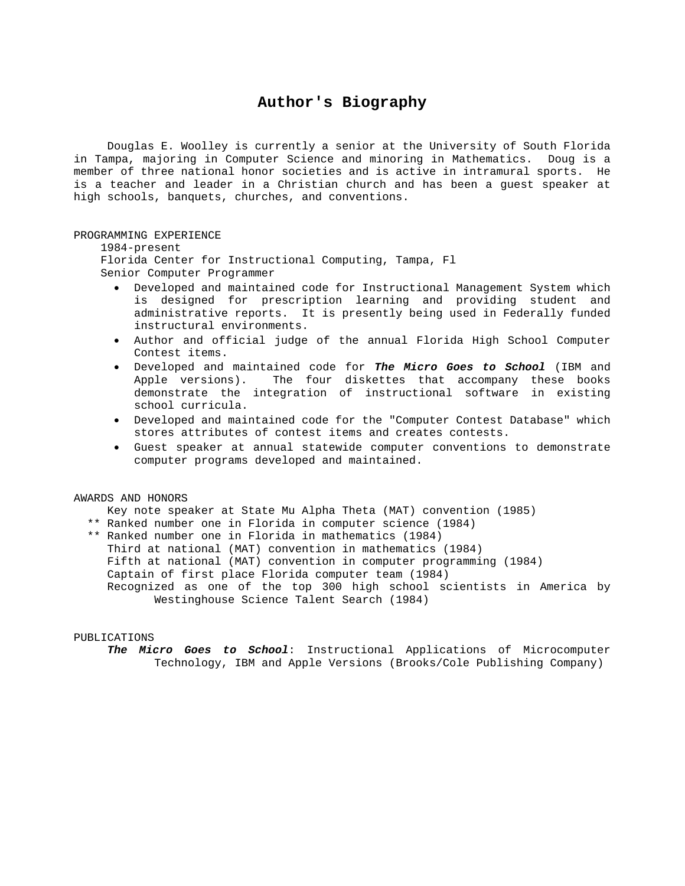# Author's Biography

Douglas E. Woolley is currently a senior at the University of South Florida in Tampa, majoring in Computer Science and minoring in Mathematics. Doug is a member of three national honor societies and is active in intramural sports. He is a teacher and leader in a Christian church and has been a guest speaker at high schools, banquets, churches, and conventions.

PROGRAMMING EXPERIENCE

1984-present
Florida Center for Instructional Computing, Tampa, Fl
Senior Computer Programmer

- Developed and maintained code for Instructional Management System which is designed for prescription learning and providing student and administrative reports. It is presently being used in Federally funded instructural environments.
- Author and official judge of the annual Florida High School Computer Contest items.
- Developed and maintained code for ***The Micro Goes to School*** (IBM and Apple versions). The four diskettes that accompany these books demonstrate the integration of instructional software in existing school curricula.
- Developed and maintained code for the "Computer Contest Database" which stores attributes of contest items and creates contests.
- Guest speaker at annual statewide computer conventions to demonstrate computer programs developed and maintained.

AWARDS AND HONORS

Key note speaker at State Mu Alpha Theta (MAT) convention (1985)
** Ranked number one in Florida in computer science (1984)
** Ranked number one in Florida in mathematics (1984)
Third at national (MAT) convention in mathematics (1984)
Fifth at national (MAT) convention in computer programming (1984)
Captain of first place Florida computer team (1984)
Recognized as one of the top 300 high school scientists in America by Westinghouse Science Talent Search (1984)

PUBLICATIONS

***The Micro Goes to School***: Instructional Applications of Microcomputer Technology, IBM and Apple Versions (Brooks/Cole Publishing Company)